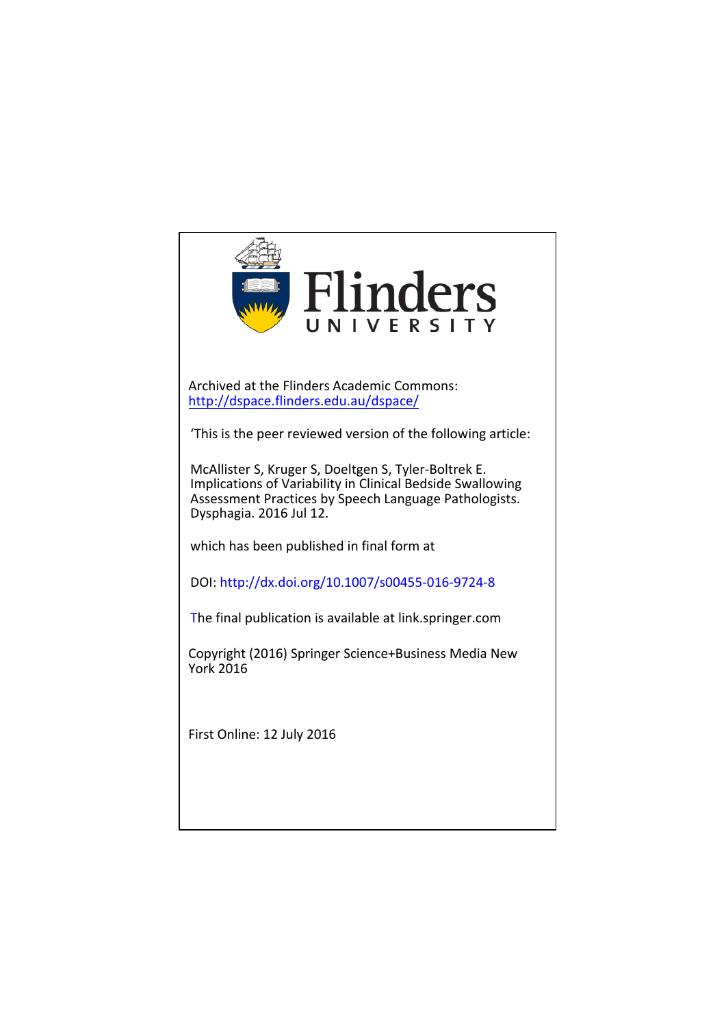Flinders UNIVERSITY

Archived at the Flinders Academic Commons:
http://dspace.flinders.edu.au/dspace/

'This is the peer reviewed version of the following article:

McAllister S, Kruger S, Doeltgen S, Tyler-Boltrek E. Implications of Variability in Clinical Bedside Swallowing Assessment Practices by Speech Language Pathologists. Dysphagia. 2016 Jul 12.

which has been published in final form at

DOI: http://dx.doi.org/10.1007/s00455-016-9724-8

The final publication is available at link.springer.com

Copyright (2016) Springer Science+Business Media New York 2016

First Online: 12 July 2016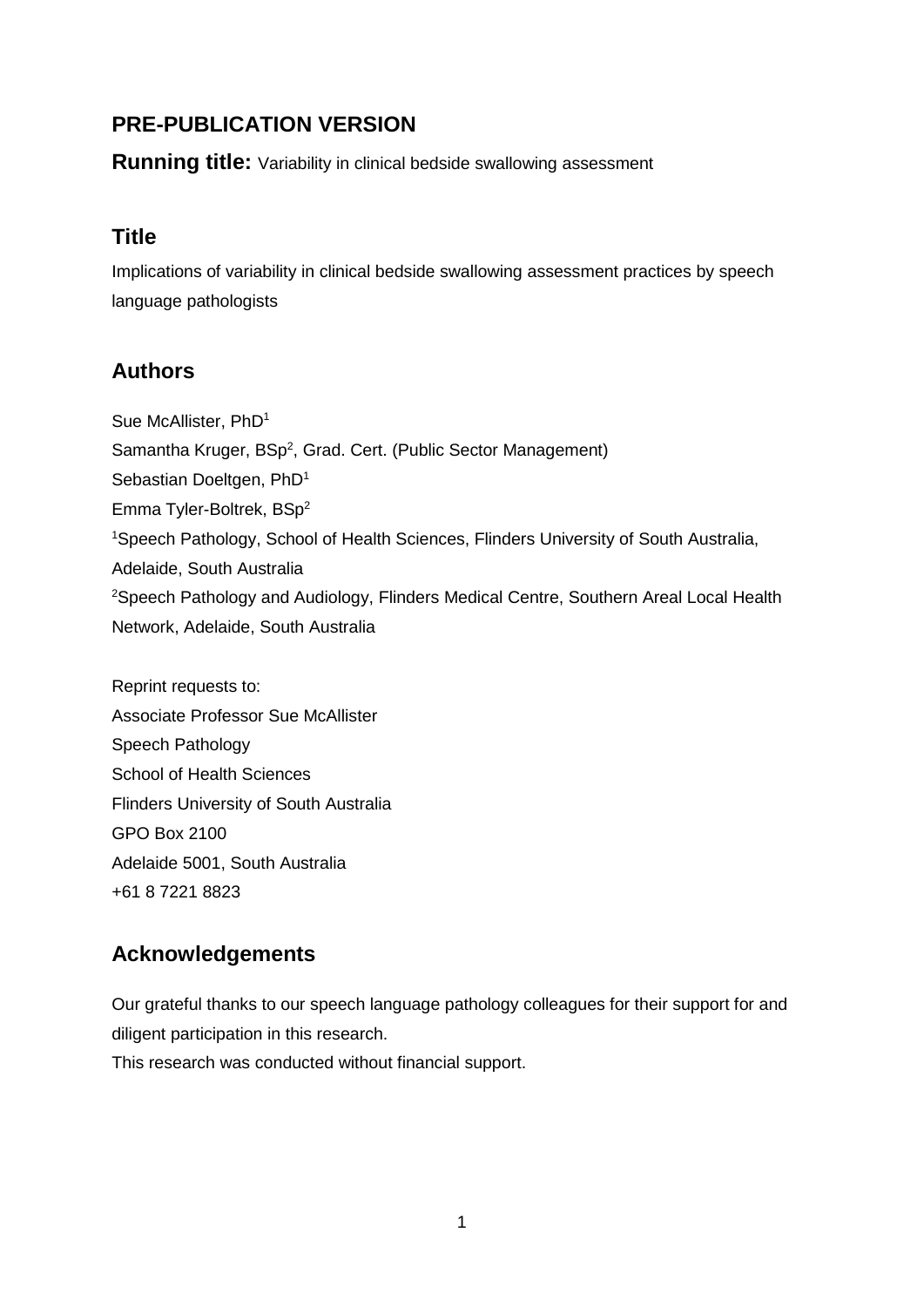## PRE-PUBLICATION VERSION

**Running title:** Variability in clinical bedside swallowing assessment

## Title

Implications of variability in clinical bedside swallowing assessment practices by speech language pathologists

## Authors

Sue McAllister, PhD[1]
Samantha Kruger, BSp[2], Grad. Cert. (Public Sector Management)
Sebastian Doeltgen, PhD[1]
Emma Tyler-Boltrek, BSp[2]
[1]Speech Pathology, School of Health Sciences, Flinders University of South Australia, Adelaide, South Australia
[2]Speech Pathology and Audiology, Flinders Medical Centre, Southern Areal Local Health Network, Adelaide, South Australia

Reprint requests to:
Associate Professor Sue McAllister
Speech Pathology
School of Health Sciences
Flinders University of South Australia
GPO Box 2100
Adelaide 5001, South Australia
+61 8 7221 8823

## Acknowledgements

Our grateful thanks to our speech language pathology colleagues for their support for and diligent participation in this research.
This research was conducted without financial support.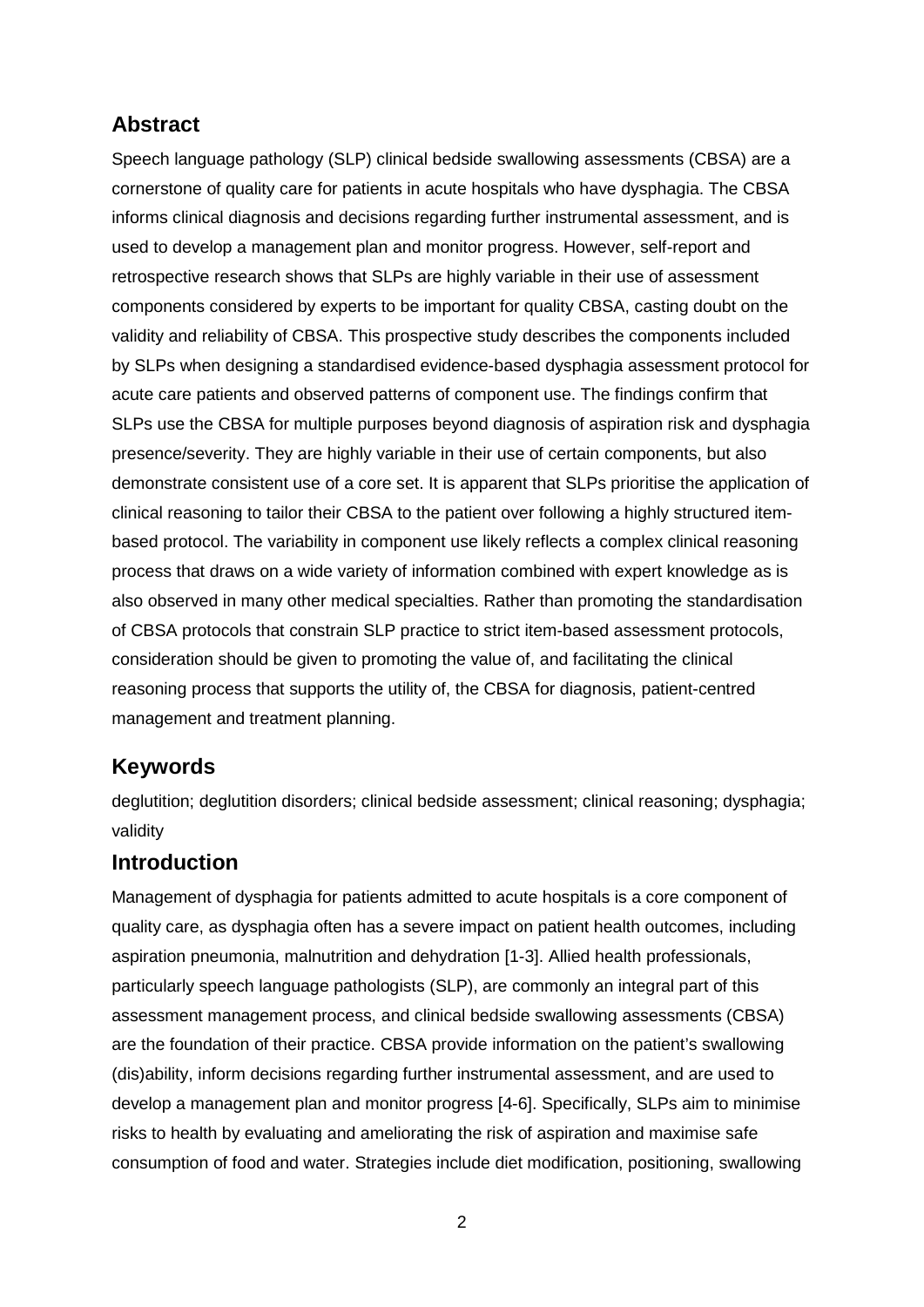## Abstract

Speech language pathology (SLP) clinical bedside swallowing assessments (CBSA) are a cornerstone of quality care for patients in acute hospitals who have dysphagia. The CBSA informs clinical diagnosis and decisions regarding further instrumental assessment, and is used to develop a management plan and monitor progress. However, self-report and retrospective research shows that SLPs are highly variable in their use of assessment components considered by experts to be important for quality CBSA, casting doubt on the validity and reliability of CBSA. This prospective study describes the components included by SLPs when designing a standardised evidence-based dysphagia assessment protocol for acute care patients and observed patterns of component use. The findings confirm that SLPs use the CBSA for multiple purposes beyond diagnosis of aspiration risk and dysphagia presence/severity. They are highly variable in their use of certain components, but also demonstrate consistent use of a core set. It is apparent that SLPs prioritise the application of clinical reasoning to tailor their CBSA to the patient over following a highly structured item-based protocol. The variability in component use likely reflects a complex clinical reasoning process that draws on a wide variety of information combined with expert knowledge as is also observed in many other medical specialties. Rather than promoting the standardisation of CBSA protocols that constrain SLP practice to strict item-based assessment protocols, consideration should be given to promoting the value of, and facilitating the clinical reasoning process that supports the utility of, the CBSA for diagnosis, patient-centred management and treatment planning.

## Keywords

deglutition; deglutition disorders; clinical bedside assessment; clinical reasoning; dysphagia; validity

## Introduction

Management of dysphagia for patients admitted to acute hospitals is a core component of quality care, as dysphagia often has a severe impact on patient health outcomes, including aspiration pneumonia, malnutrition and dehydration [1-3]. Allied health professionals, particularly speech language pathologists (SLP), are commonly an integral part of this assessment management process, and clinical bedside swallowing assessments (CBSA) are the foundation of their practice. CBSA provide information on the patient's swallowing (dis)ability, inform decisions regarding further instrumental assessment, and are used to develop a management plan and monitor progress [4-6]. Specifically, SLPs aim to minimise risks to health by evaluating and ameliorating the risk of aspiration and maximise safe consumption of food and water. Strategies include diet modification, positioning, swallowing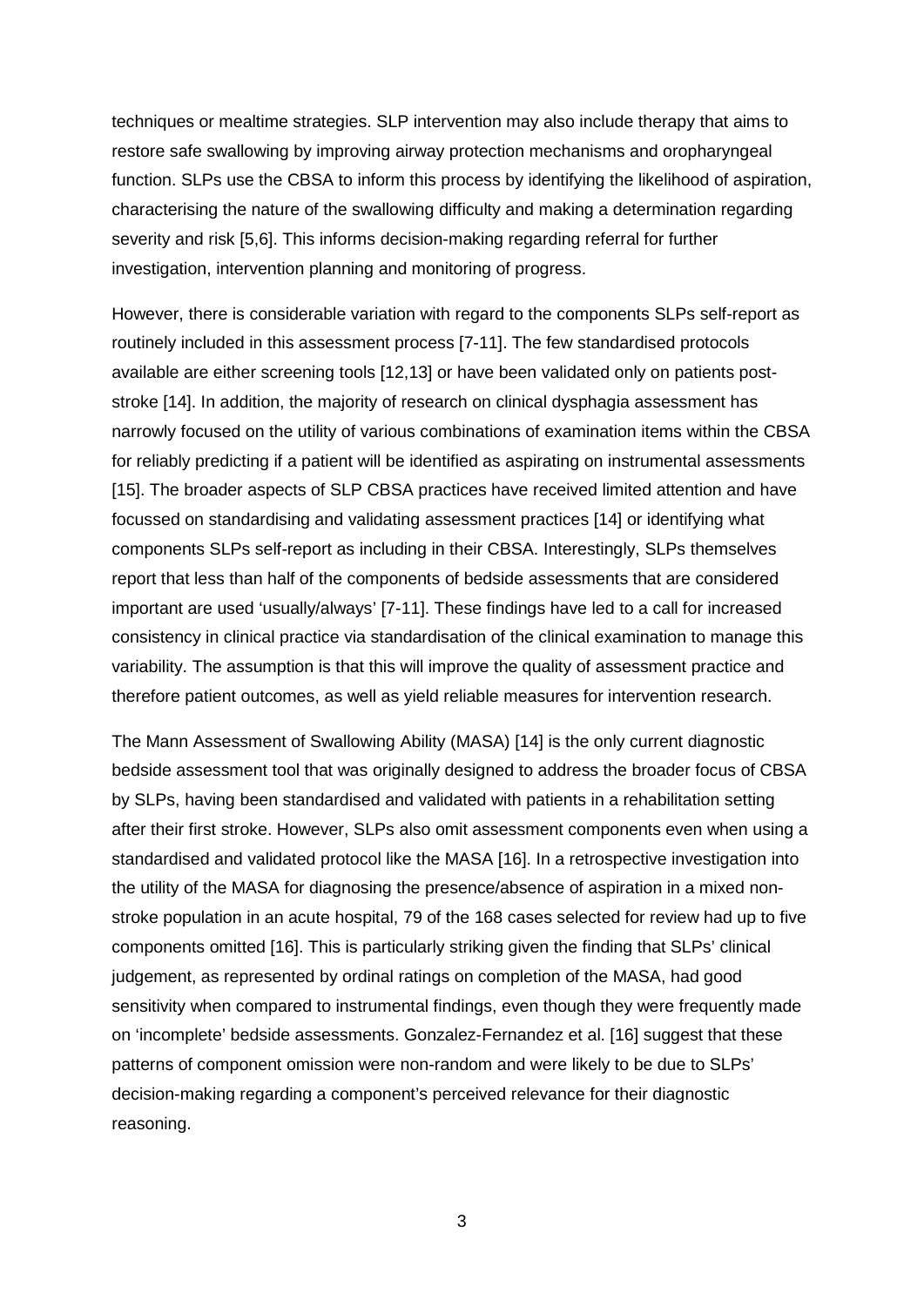techniques or mealtime strategies. SLP intervention may also include therapy that aims to restore safe swallowing by improving airway protection mechanisms and oropharyngeal function. SLPs use the CBSA to inform this process by identifying the likelihood of aspiration, characterising the nature of the swallowing difficulty and making a determination regarding severity and risk [5,6]. This informs decision-making regarding referral for further investigation, intervention planning and monitoring of progress.

However, there is considerable variation with regard to the components SLPs self-report as routinely included in this assessment process [7-11]. The few standardised protocols available are either screening tools [12,13] or have been validated only on patients post-stroke [14]. In addition, the majority of research on clinical dysphagia assessment has narrowly focused on the utility of various combinations of examination items within the CBSA for reliably predicting if a patient will be identified as aspirating on instrumental assessments [15]. The broader aspects of SLP CBSA practices have received limited attention and have focussed on standardising and validating assessment practices [14] or identifying what components SLPs self-report as including in their CBSA. Interestingly, SLPs themselves report that less than half of the components of bedside assessments that are considered important are used 'usually/always' [7-11]. These findings have led to a call for increased consistency in clinical practice via standardisation of the clinical examination to manage this variability. The assumption is that this will improve the quality of assessment practice and therefore patient outcomes, as well as yield reliable measures for intervention research.

The Mann Assessment of Swallowing Ability (MASA) [14] is the only current diagnostic bedside assessment tool that was originally designed to address the broader focus of CBSA by SLPs, having been standardised and validated with patients in a rehabilitation setting after their first stroke. However, SLPs also omit assessment components even when using a standardised and validated protocol like the MASA [16]. In a retrospective investigation into the utility of the MASA for diagnosing the presence/absence of aspiration in a mixed non-stroke population in an acute hospital, 79 of the 168 cases selected for review had up to five components omitted [16]. This is particularly striking given the finding that SLPs' clinical judgement, as represented by ordinal ratings on completion of the MASA, had good sensitivity when compared to instrumental findings, even though they were frequently made on 'incomplete' bedside assessments. Gonzalez-Fernandez et al. [16] suggest that these patterns of component omission were non-random and were likely to be due to SLPs' decision-making regarding a component's perceived relevance for their diagnostic reasoning.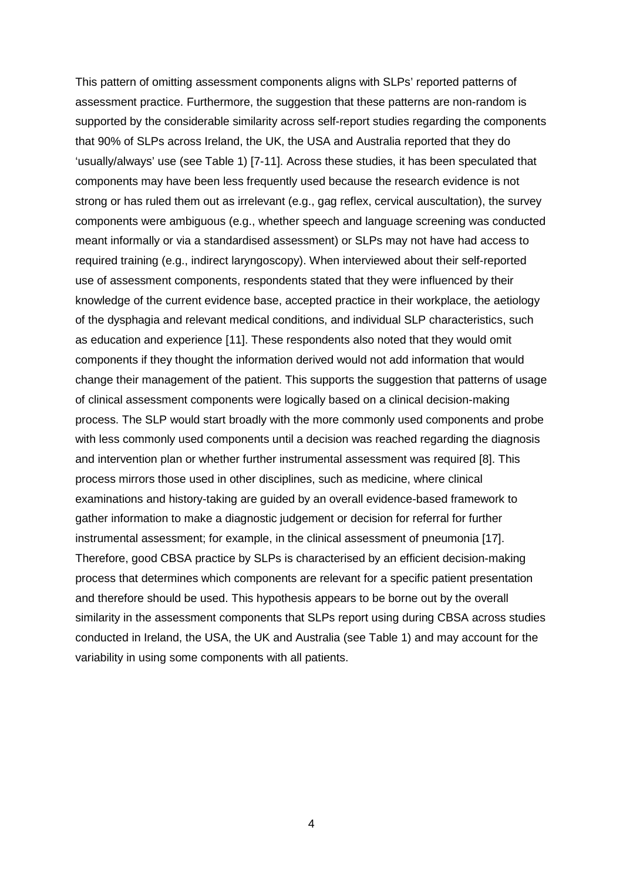This pattern of omitting assessment components aligns with SLPs' reported patterns of assessment practice. Furthermore, the suggestion that these patterns are non-random is supported by the considerable similarity across self-report studies regarding the components that 90% of SLPs across Ireland, the UK, the USA and Australia reported that they do 'usually/always' use (see Table 1) [7-11]. Across these studies, it has been speculated that components may have been less frequently used because the research evidence is not strong or has ruled them out as irrelevant (e.g., gag reflex, cervical auscultation), the survey components were ambiguous (e.g., whether speech and language screening was conducted meant informally or via a standardised assessment) or SLPs may not have had access to required training (e.g., indirect laryngoscopy). When interviewed about their self-reported use of assessment components, respondents stated that they were influenced by their knowledge of the current evidence base, accepted practice in their workplace, the aetiology of the dysphagia and relevant medical conditions, and individual SLP characteristics, such as education and experience [11]. These respondents also noted that they would omit components if they thought the information derived would not add information that would change their management of the patient. This supports the suggestion that patterns of usage of clinical assessment components were logically based on a clinical decision-making process. The SLP would start broadly with the more commonly used components and probe with less commonly used components until a decision was reached regarding the diagnosis and intervention plan or whether further instrumental assessment was required [8]. This process mirrors those used in other disciplines, such as medicine, where clinical examinations and history-taking are guided by an overall evidence-based framework to gather information to make a diagnostic judgement or decision for referral for further instrumental assessment; for example, in the clinical assessment of pneumonia [17]. Therefore, good CBSA practice by SLPs is characterised by an efficient decision-making process that determines which components are relevant for a specific patient presentation and therefore should be used. This hypothesis appears to be borne out by the overall similarity in the assessment components that SLPs report using during CBSA across studies conducted in Ireland, the USA, the UK and Australia (see Table 1) and may account for the variability in using some components with all patients.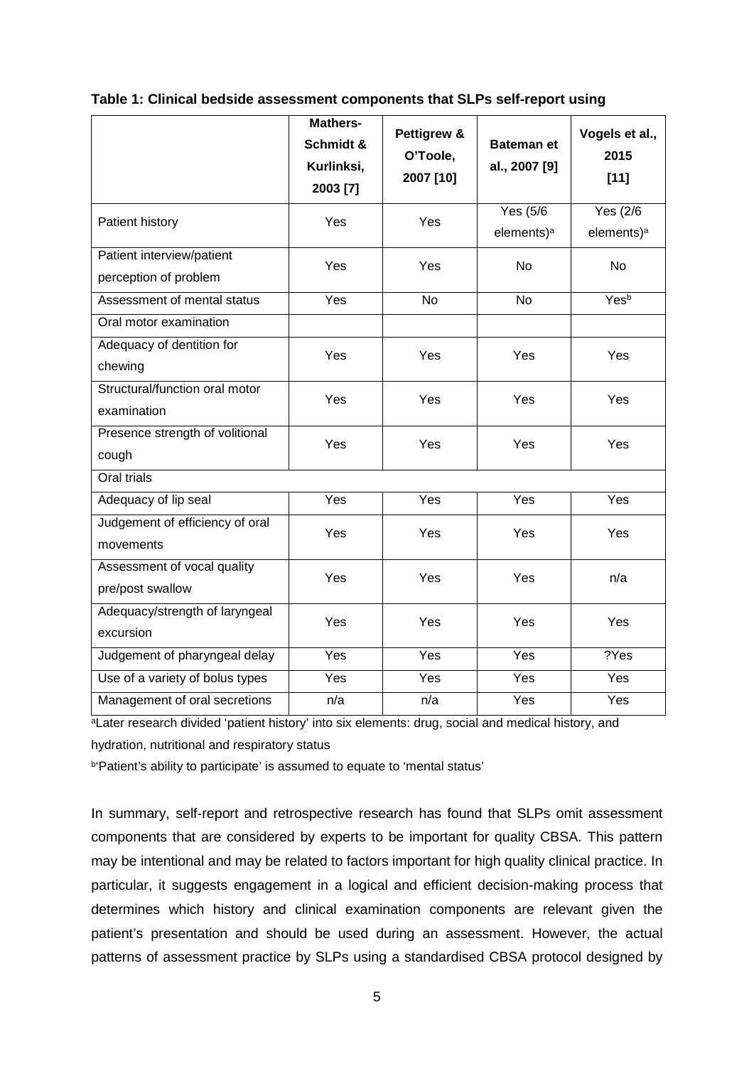**Table 1: Clinical bedside assessment components that SLPs self-report using**

| | **Mathers-Schmidt & Kurlinksi, 2003 [7]** | **Pettigrew & O'Toole, 2007 [10]** | **Bateman et al., 2007 [9]** | **Vogels et al., 2015 [11]** |
|---|---|---|---|---|
| Patient history | Yes | Yes | Yes (5/6 elements)[a] | Yes (2/6 elements)[a] |
| Patient interview/patient perception of problem | Yes | Yes | No | No |
| Assessment of mental status | Yes | No | No | Yes[b] |
| Oral motor examination | | | | |
| Adequacy of dentition for chewing | Yes | Yes | Yes | Yes |
| Structural/function oral motor examination | Yes | Yes | Yes | Yes |
| Presence strength of volitional cough | Yes | Yes | Yes | Yes |
| Oral trials | | | | |
| Adequacy of lip seal | Yes | Yes | Yes | Yes |
| Judgement of efficiency of oral movements | Yes | Yes | Yes | Yes |
| Assessment of vocal quality pre/post swallow | Yes | Yes | Yes | n/a |
| Adequacy/strength of laryngeal excursion | Yes | Yes | Yes | Yes |
| Judgement of pharyngeal delay | Yes | Yes | Yes | ?Yes |
| Use of a variety of bolus types | Yes | Yes | Yes | Yes |
| Management of oral secretions | n/a | n/a | Yes | Yes |

[a]Later research divided 'patient history' into six elements: drug, social and medical history, and hydration, nutritional and respiratory status

[b]'Patient's ability to participate' is assumed to equate to 'mental status'

In summary, self-report and retrospective research has found that SLPs omit assessment components that are considered by experts to be important for quality CBSA. This pattern may be intentional and may be related to factors important for high quality clinical practice. In particular, it suggests engagement in a logical and efficient decision-making process that determines which history and clinical examination components are relevant given the patient's presentation and should be used during an assessment. However, the actual patterns of assessment practice by SLPs using a standardised CBSA protocol designed by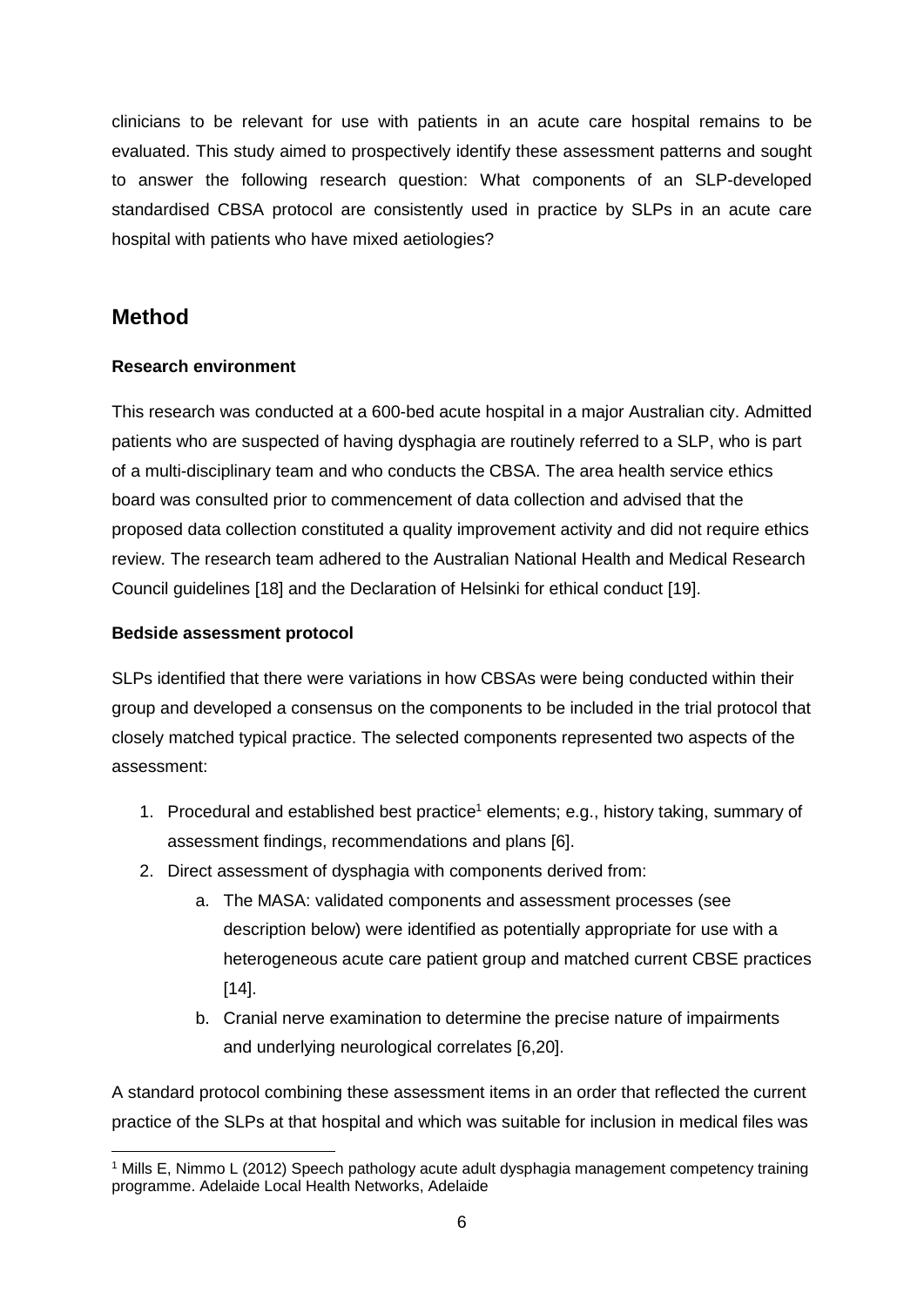clinicians to be relevant for use with patients in an acute care hospital remains to be evaluated. This study aimed to prospectively identify these assessment patterns and sought to answer the following research question: What components of an SLP-developed standardised CBSA protocol are consistently used in practice by SLPs in an acute care hospital with patients who have mixed aetiologies?

## Method

### Research environment

This research was conducted at a 600-bed acute hospital in a major Australian city. Admitted patients who are suspected of having dysphagia are routinely referred to a SLP, who is part of a multi-disciplinary team and who conducts the CBSA. The area health service ethics board was consulted prior to commencement of data collection and advised that the proposed data collection constituted a quality improvement activity and did not require ethics review. The research team adhered to the Australian National Health and Medical Research Council guidelines [18] and the Declaration of Helsinki for ethical conduct [19].

### Bedside assessment protocol

SLPs identified that there were variations in how CBSAs were being conducted within their group and developed a consensus on the components to be included in the trial protocol that closely matched typical practice. The selected components represented two aspects of the assessment:

1. Procedural and established best practice[1] elements; e.g., history taking, summary of assessment findings, recommendations and plans [6].
2. Direct assessment of dysphagia with components derived from:
   a. The MASA: validated components and assessment processes (see description below) were identified as potentially appropriate for use with a heterogeneous acute care patient group and matched current CBSE practices [14].
   b. Cranial nerve examination to determine the precise nature of impairments and underlying neurological correlates [6,20].

A standard protocol combining these assessment items in an order that reflected the current practice of the SLPs at that hospital and which was suitable for inclusion in medical files was

[1] Mills E, Nimmo L (2012) Speech pathology acute adult dysphagia management competency training programme. Adelaide Local Health Networks, Adelaide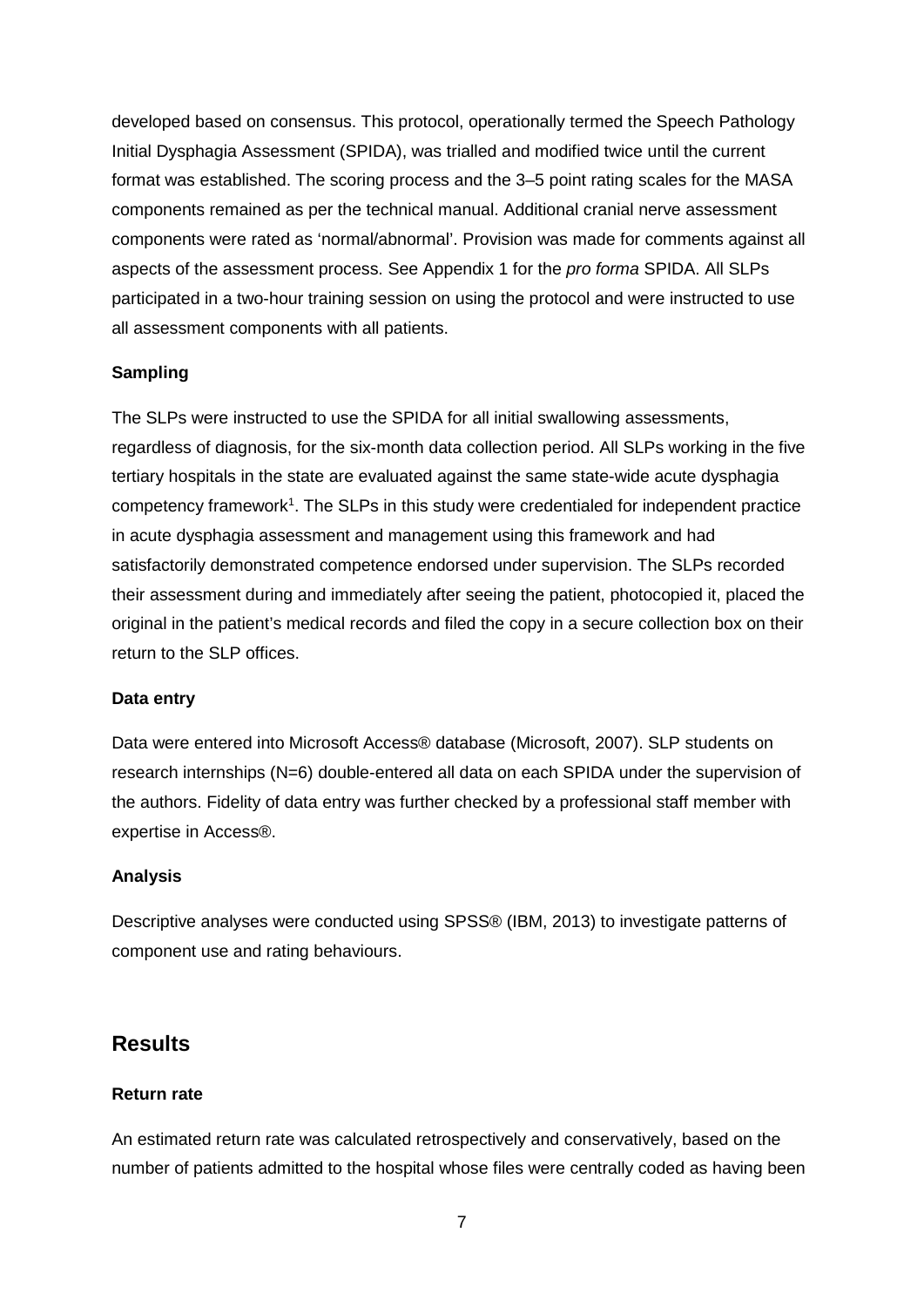developed based on consensus. This protocol, operationally termed the Speech Pathology Initial Dysphagia Assessment (SPIDA), was trialled and modified twice until the current format was established. The scoring process and the 3–5 point rating scales for the MASA components remained as per the technical manual. Additional cranial nerve assessment components were rated as 'normal/abnormal'. Provision was made for comments against all aspects of the assessment process. See Appendix 1 for the *pro forma* SPIDA. All SLPs participated in a two-hour training session on using the protocol and were instructed to use all assessment components with all patients.

### Sampling

The SLPs were instructed to use the SPIDA for all initial swallowing assessments, regardless of diagnosis, for the six-month data collection period. All SLPs working in the five tertiary hospitals in the state are evaluated against the same state-wide acute dysphagia competency framework[1]. The SLPs in this study were credentialed for independent practice in acute dysphagia assessment and management using this framework and had satisfactorily demonstrated competence endorsed under supervision. The SLPs recorded their assessment during and immediately after seeing the patient, photocopied it, placed the original in the patient's medical records and filed the copy in a secure collection box on their return to the SLP offices.

### Data entry

Data were entered into Microsoft Access® database (Microsoft, 2007). SLP students on research internships (N=6) double-entered all data on each SPIDA under the supervision of the authors. Fidelity of data entry was further checked by a professional staff member with expertise in Access®.

### Analysis

Descriptive analyses were conducted using SPSS® (IBM, 2013) to investigate patterns of component use and rating behaviours.

## Results

### Return rate

An estimated return rate was calculated retrospectively and conservatively, based on the number of patients admitted to the hospital whose files were centrally coded as having been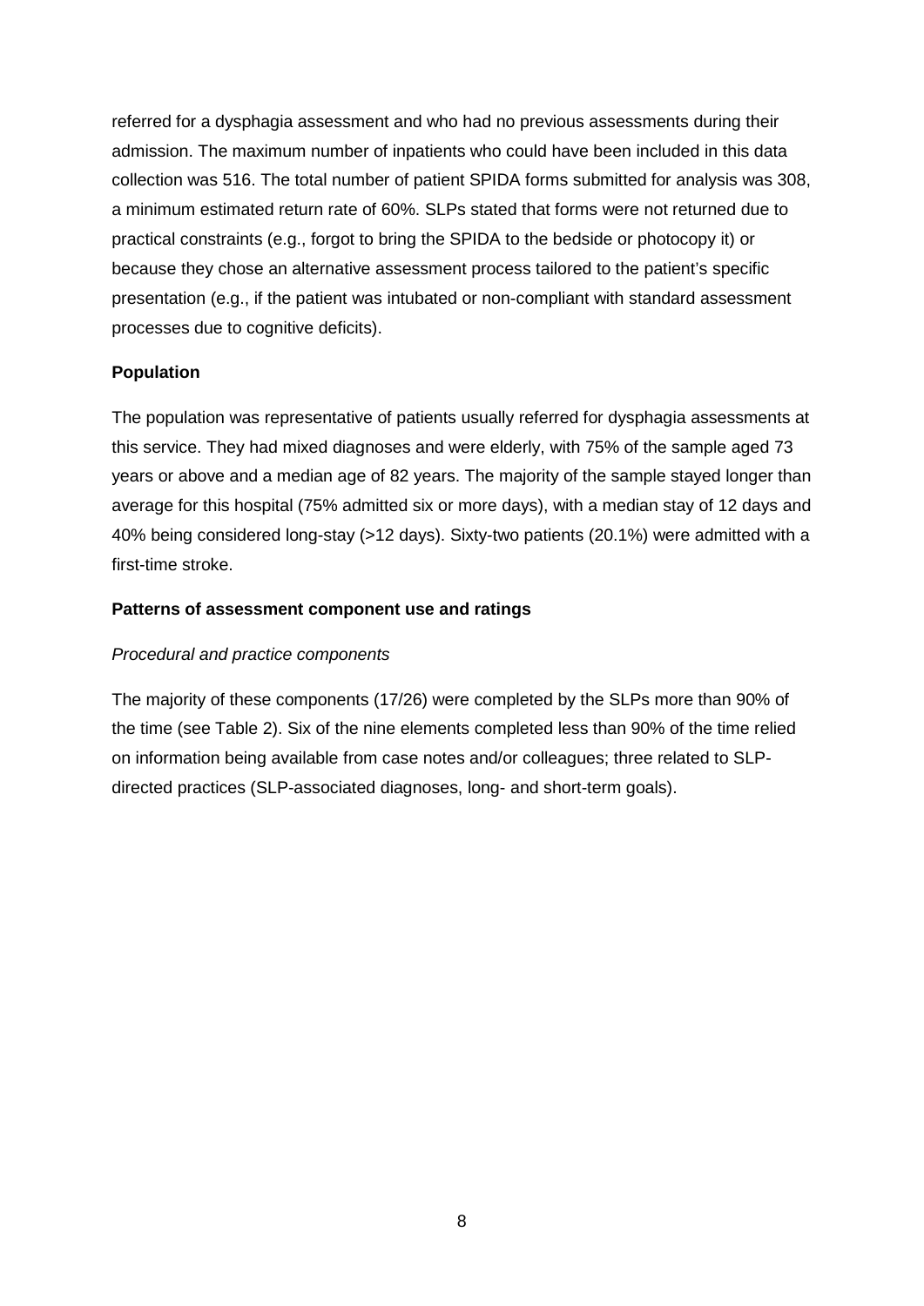referred for a dysphagia assessment and who had no previous assessments during their admission. The maximum number of inpatients who could have been included in this data collection was 516. The total number of patient SPIDA forms submitted for analysis was 308, a minimum estimated return rate of 60%. SLPs stated that forms were not returned due to practical constraints (e.g., forgot to bring the SPIDA to the bedside or photocopy it) or because they chose an alternative assessment process tailored to the patient's specific presentation (e.g., if the patient was intubated or non-compliant with standard assessment processes due to cognitive deficits).

**Population**

The population was representative of patients usually referred for dysphagia assessments at this service. They had mixed diagnoses and were elderly, with 75% of the sample aged 73 years or above and a median age of 82 years. The majority of the sample stayed longer than average for this hospital (75% admitted six or more days), with a median stay of 12 days and 40% being considered long-stay (>12 days). Sixty-two patients (20.1%) were admitted with a first-time stroke.

**Patterns of assessment component use and ratings**

*Procedural and practice components*

The majority of these components (17/26) were completed by the SLPs more than 90% of the time (see Table 2). Six of the nine elements completed less than 90% of the time relied on information being available from case notes and/or colleagues; three related to SLP-directed practices (SLP-associated diagnoses, long- and short-term goals).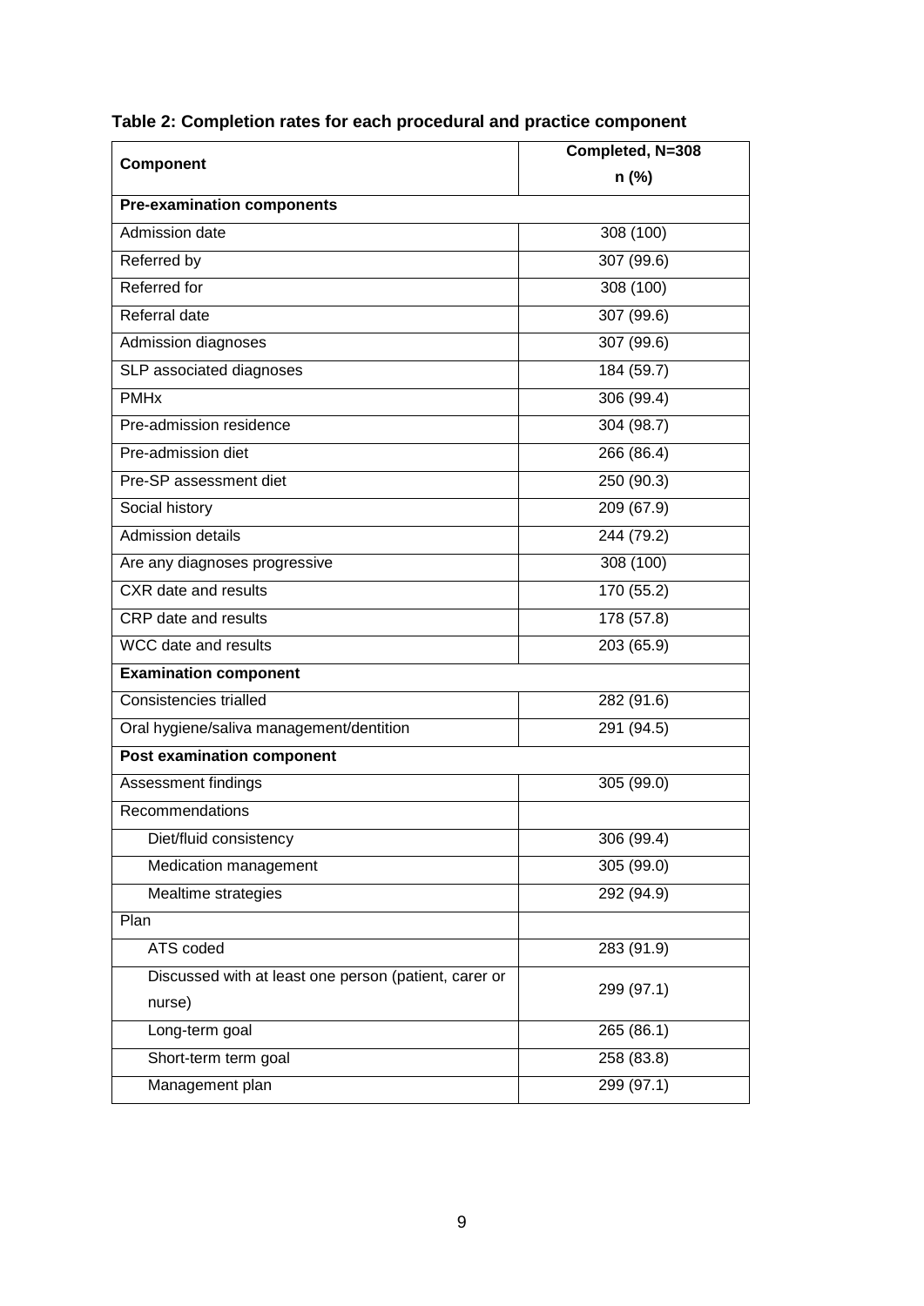**Table 2: Completion rates for each procedural and practice component**

| Component | Completed, N=308 n (%) |
|---|---|
| **Pre-examination components** | |
| Admission date | 308 (100) |
| Referred by | 307 (99.6) |
| Referred for | 308 (100) |
| Referral date | 307 (99.6) |
| Admission diagnoses | 307 (99.6) |
| SLP associated diagnoses | 184 (59.7) |
| PMHx | 306 (99.4) |
| Pre-admission residence | 304 (98.7) |
| Pre-admission diet | 266 (86.4) |
| Pre-SP assessment diet | 250 (90.3) |
| Social history | 209 (67.9) |
| Admission details | 244 (79.2) |
| Are any diagnoses progressive | 308 (100) |
| CXR date and results | 170 (55.2) |
| CRP date and results | 178 (57.8) |
| WCC date and results | 203 (65.9) |
| **Examination component** | |
| Consistencies trialled | 282 (91.6) |
| Oral hygiene/saliva management/dentition | 291 (94.5) |
| **Post examination component** | |
| Assessment findings | 305 (99.0) |
| Recommendations | |
| Diet/fluid consistency | 306 (99.4) |
| Medication management | 305 (99.0) |
| Mealtime strategies | 292 (94.9) |
| Plan | |
| ATS coded | 283 (91.9) |
| Discussed with at least one person (patient, carer or nurse) | 299 (97.1) |
| Long-term goal | 265 (86.1) |
| Short-term term goal | 258 (83.8) |
| Management plan | 299 (97.1) |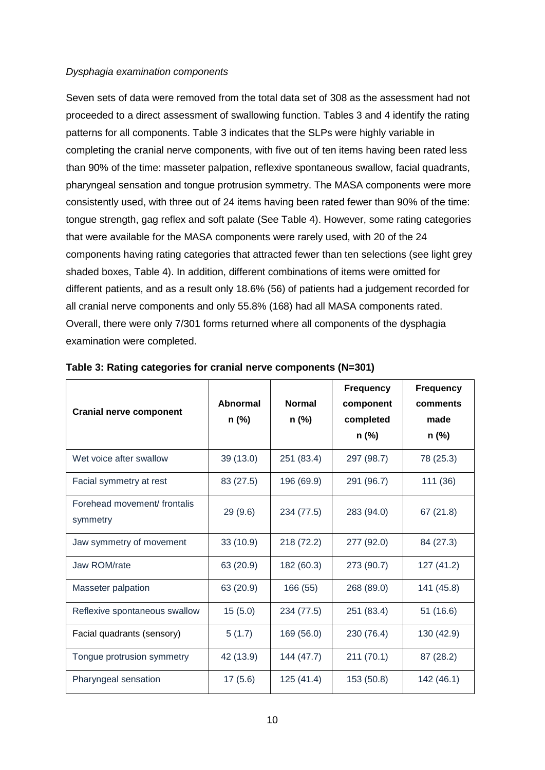*Dysphagia examination components*

Seven sets of data were removed from the total data set of 308 as the assessment had not proceeded to a direct assessment of swallowing function. Tables 3 and 4 identify the rating patterns for all components. Table 3 indicates that the SLPs were highly variable in completing the cranial nerve components, with five out of ten items having been rated less than 90% of the time: masseter palpation, reflexive spontaneous swallow, facial quadrants, pharyngeal sensation and tongue protrusion symmetry. The MASA components were more consistently used, with three out of 24 items having been rated fewer than 90% of the time: tongue strength, gag reflex and soft palate (See Table 4). However, some rating categories that were available for the MASA components were rarely used, with 20 of the 24 components having rating categories that attracted fewer than ten selections (see light grey shaded boxes, Table 4). In addition, different combinations of items were omitted for different patients, and as a result only 18.6% (56) of patients had a judgement recorded for all cranial nerve components and only 55.8% (168) had all MASA components rated. Overall, there were only 7/301 forms returned where all components of the dysphagia examination were completed.

**Table 3: Rating categories for cranial nerve components (N=301)**

| Cranial nerve component | Abnormal n (%) | Normal n (%) | Frequency component completed n (%) | Frequency comments made n (%) |
|---|---|---|---|---|
| Wet voice after swallow | 39 (13.0) | 251 (83.4) | 297 (98.7) | 78 (25.3) |
| Facial symmetry at rest | 83 (27.5) | 196 (69.9) | 291 (96.7) | 111 (36) |
| Forehead movement/ frontalis symmetry | 29 (9.6) | 234 (77.5) | 283 (94.0) | 67 (21.8) |
| Jaw symmetry of movement | 33 (10.9) | 218 (72.2) | 277 (92.0) | 84 (27.3) |
| Jaw ROM/rate | 63 (20.9) | 182 (60.3) | 273 (90.7) | 127 (41.2) |
| Masseter palpation | 63 (20.9) | 166 (55) | 268 (89.0) | 141 (45.8) |
| Reflexive spontaneous swallow | 15 (5.0) | 234 (77.5) | 251 (83.4) | 51 (16.6) |
| Facial quadrants (sensory) | 5 (1.7) | 169 (56.0) | 230 (76.4) | 130 (42.9) |
| Tongue protrusion symmetry | 42 (13.9) | 144 (47.7) | 211 (70.1) | 87 (28.2) |
| Pharyngeal sensation | 17 (5.6) | 125 (41.4) | 153 (50.8) | 142 (46.1) |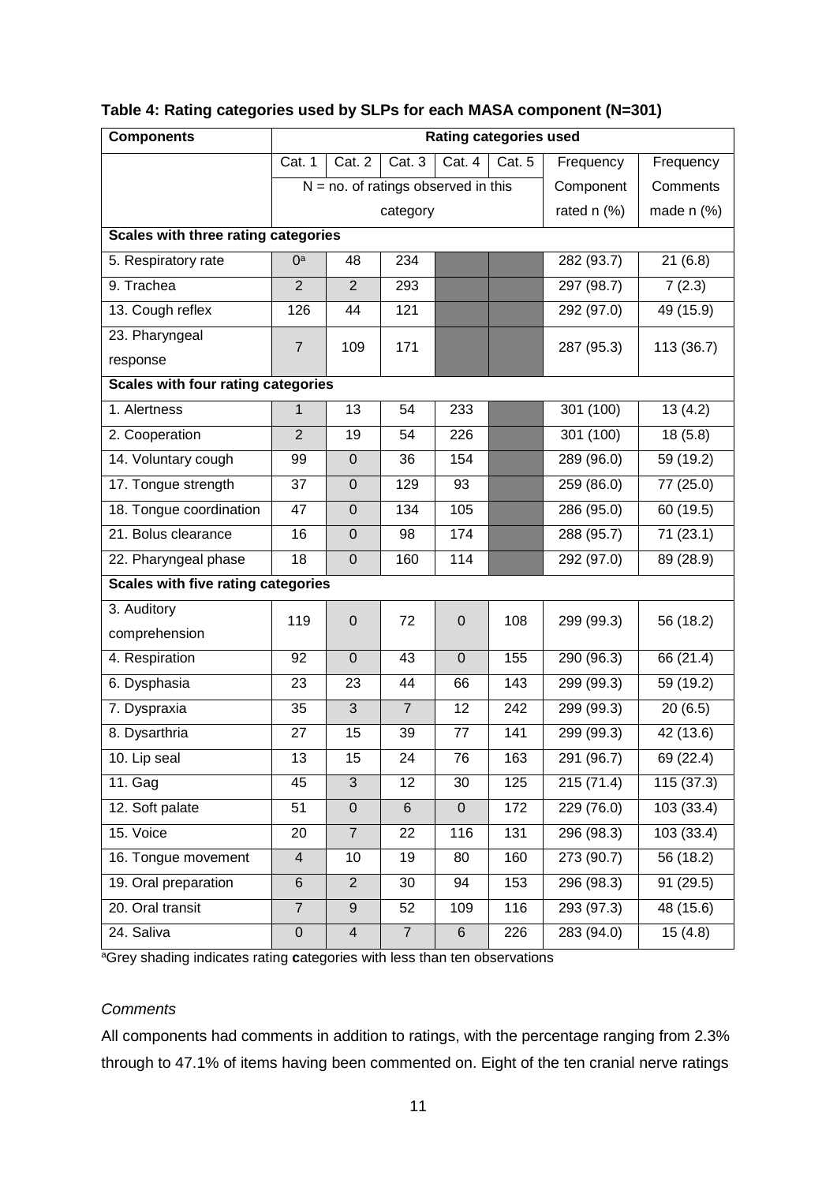**Table 4: Rating categories used by SLPs for each MASA component (N=301)**

| Components | Rating categories used | | | | | | |
|---|---|---|---|---|---|---|---|
| | Cat. 1 | Cat. 2 | Cat. 3 | Cat. 4 | Cat. 5 | Frequency Component rated n (%) | Frequency Comments made n (%) |
| | N = no. of ratings observed in this category | | | | | | |
| **Scales with three rating categories** | | | | | | | |
| 5. Respiratory rate | 0[a] | 48 | 234 | | | 282 (93.7) | 21 (6.8) |
| 9. Trachea | 2 | 2 | 293 | | | 297 (98.7) | 7 (2.3) |
| 13. Cough reflex | 126 | 44 | 121 | | | 292 (97.0) | 49 (15.9) |
| 23. Pharyngeal response | 7 | 109 | 171 | | | 287 (95.3) | 113 (36.7) |
| **Scales with four rating categories** | | | | | | | |
| 1. Alertness | 1 | 13 | 54 | 233 | | 301 (100) | 13 (4.2) |
| 2. Cooperation | 2 | 19 | 54 | 226 | | 301 (100) | 18 (5.8) |
| 14. Voluntary cough | 99 | 0 | 36 | 154 | | 289 (96.0) | 59 (19.2) |
| 17. Tongue strength | 37 | 0 | 129 | 93 | | 259 (86.0) | 77 (25.0) |
| 18. Tongue coordination | 47 | 0 | 134 | 105 | | 286 (95.0) | 60 (19.5) |
| 21. Bolus clearance | 16 | 0 | 98 | 174 | | 288 (95.7) | 71 (23.1) |
| 22. Pharyngeal phase | 18 | 0 | 160 | 114 | | 292 (97.0) | 89 (28.9) |
| **Scales with five rating categories** | | | | | | | |
| 3. Auditory comprehension | 119 | 0 | 72 | 0 | 108 | 299 (99.3) | 56 (18.2) |
| 4. Respiration | 92 | 0 | 43 | 0 | 155 | 290 (96.3) | 66 (21.4) |
| 6. Dysphasia | 23 | 23 | 44 | 66 | 143 | 299 (99.3) | 59 (19.2) |
| 7. Dyspraxia | 35 | 3 | 7 | 12 | 242 | 299 (99.3) | 20 (6.5) |
| 8. Dysarthria | 27 | 15 | 39 | 77 | 141 | 299 (99.3) | 42 (13.6) |
| 10. Lip seal | 13 | 15 | 24 | 76 | 163 | 291 (96.7) | 69 (22.4) |
| 11. Gag | 45 | 3 | 12 | 30 | 125 | 215 (71.4) | 115 (37.3) |
| 12. Soft palate | 51 | 0 | 6 | 0 | 172 | 229 (76.0) | 103 (33.4) |
| 15. Voice | 20 | 7 | 22 | 116 | 131 | 296 (98.3) | 103 (33.4) |
| 16. Tongue movement | 4 | 10 | 19 | 80 | 160 | 273 (90.7) | 56 (18.2) |
| 19. Oral preparation | 6 | 2 | 30 | 94 | 153 | 296 (98.3) | 91 (29.5) |
| 20. Oral transit | 7 | 9 | 52 | 109 | 116 | 293 (97.3) | 48 (15.6) |
| 24. Saliva | 0 | 4 | 7 | 6 | 226 | 283 (94.0) | 15 (4.8) |

[a]Grey shading indicates rating **c**ategories with less than ten observations

*Comments*

All components had comments in addition to ratings, with the percentage ranging from 2.3% through to 47.1% of items having been commented on. Eight of the ten cranial nerve ratings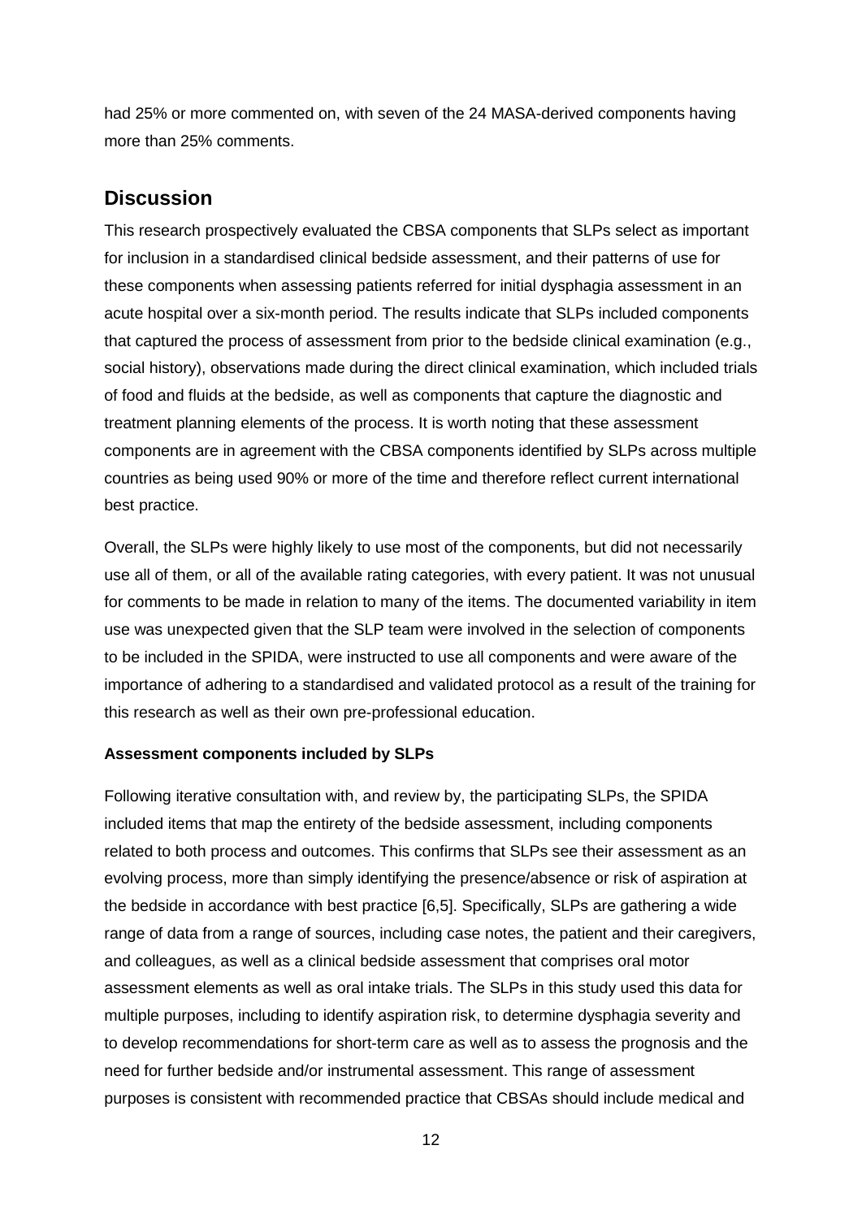had 25% or more commented on, with seven of the 24 MASA-derived components having more than 25% comments.

## Discussion

This research prospectively evaluated the CBSA components that SLPs select as important for inclusion in a standardised clinical bedside assessment, and their patterns of use for these components when assessing patients referred for initial dysphagia assessment in an acute hospital over a six-month period. The results indicate that SLPs included components that captured the process of assessment from prior to the bedside clinical examination (e.g., social history), observations made during the direct clinical examination, which included trials of food and fluids at the bedside, as well as components that capture the diagnostic and treatment planning elements of the process. It is worth noting that these assessment components are in agreement with the CBSA components identified by SLPs across multiple countries as being used 90% or more of the time and therefore reflect current international best practice.

Overall, the SLPs were highly likely to use most of the components, but did not necessarily use all of them, or all of the available rating categories, with every patient. It was not unusual for comments to be made in relation to many of the items. The documented variability in item use was unexpected given that the SLP team were involved in the selection of components to be included in the SPIDA, were instructed to use all components and were aware of the importance of adhering to a standardised and validated protocol as a result of the training for this research as well as their own pre-professional education.

**Assessment components included by SLPs**

Following iterative consultation with, and review by, the participating SLPs, the SPIDA included items that map the entirety of the bedside assessment, including components related to both process and outcomes. This confirms that SLPs see their assessment as an evolving process, more than simply identifying the presence/absence or risk of aspiration at the bedside in accordance with best practice [6,5]. Specifically, SLPs are gathering a wide range of data from a range of sources, including case notes, the patient and their caregivers, and colleagues, as well as a clinical bedside assessment that comprises oral motor assessment elements as well as oral intake trials. The SLPs in this study used this data for multiple purposes, including to identify aspiration risk, to determine dysphagia severity and to develop recommendations for short-term care as well as to assess the prognosis and the need for further bedside and/or instrumental assessment. This range of assessment purposes is consistent with recommended practice that CBSAs should include medical and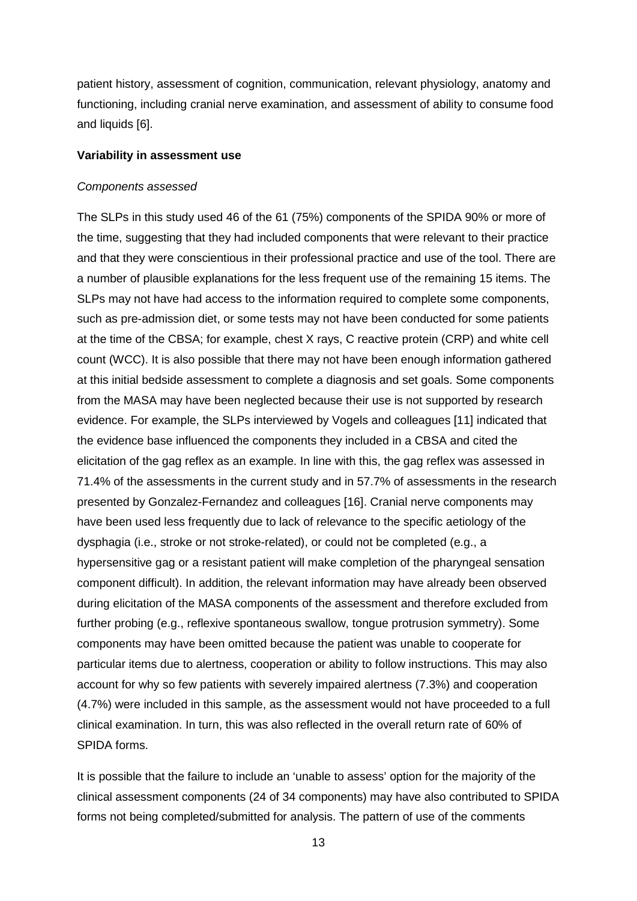patient history, assessment of cognition, communication, relevant physiology, anatomy and functioning, including cranial nerve examination, and assessment of ability to consume food and liquids [6].

**Variability in assessment use**

*Components assessed*

The SLPs in this study used 46 of the 61 (75%) components of the SPIDA 90% or more of the time, suggesting that they had included components that were relevant to their practice and that they were conscientious in their professional practice and use of the tool. There are a number of plausible explanations for the less frequent use of the remaining 15 items. The SLPs may not have had access to the information required to complete some components, such as pre-admission diet, or some tests may not have been conducted for some patients at the time of the CBSA; for example, chest X rays, C reactive protein (CRP) and white cell count (WCC). It is also possible that there may not have been enough information gathered at this initial bedside assessment to complete a diagnosis and set goals. Some components from the MASA may have been neglected because their use is not supported by research evidence. For example, the SLPs interviewed by Vogels and colleagues [11] indicated that the evidence base influenced the components they included in a CBSA and cited the elicitation of the gag reflex as an example. In line with this, the gag reflex was assessed in 71.4% of the assessments in the current study and in 57.7% of assessments in the research presented by Gonzalez-Fernandez and colleagues [16]. Cranial nerve components may have been used less frequently due to lack of relevance to the specific aetiology of the dysphagia (i.e., stroke or not stroke-related), or could not be completed (e.g., a hypersensitive gag or a resistant patient will make completion of the pharyngeal sensation component difficult). In addition, the relevant information may have already been observed during elicitation of the MASA components of the assessment and therefore excluded from further probing (e.g., reflexive spontaneous swallow, tongue protrusion symmetry). Some components may have been omitted because the patient was unable to cooperate for particular items due to alertness, cooperation or ability to follow instructions. This may also account for why so few patients with severely impaired alertness (7.3%) and cooperation (4.7%) were included in this sample, as the assessment would not have proceeded to a full clinical examination. In turn, this was also reflected in the overall return rate of 60% of SPIDA forms.

It is possible that the failure to include an 'unable to assess' option for the majority of the clinical assessment components (24 of 34 components) may have also contributed to SPIDA forms not being completed/submitted for analysis. The pattern of use of the comments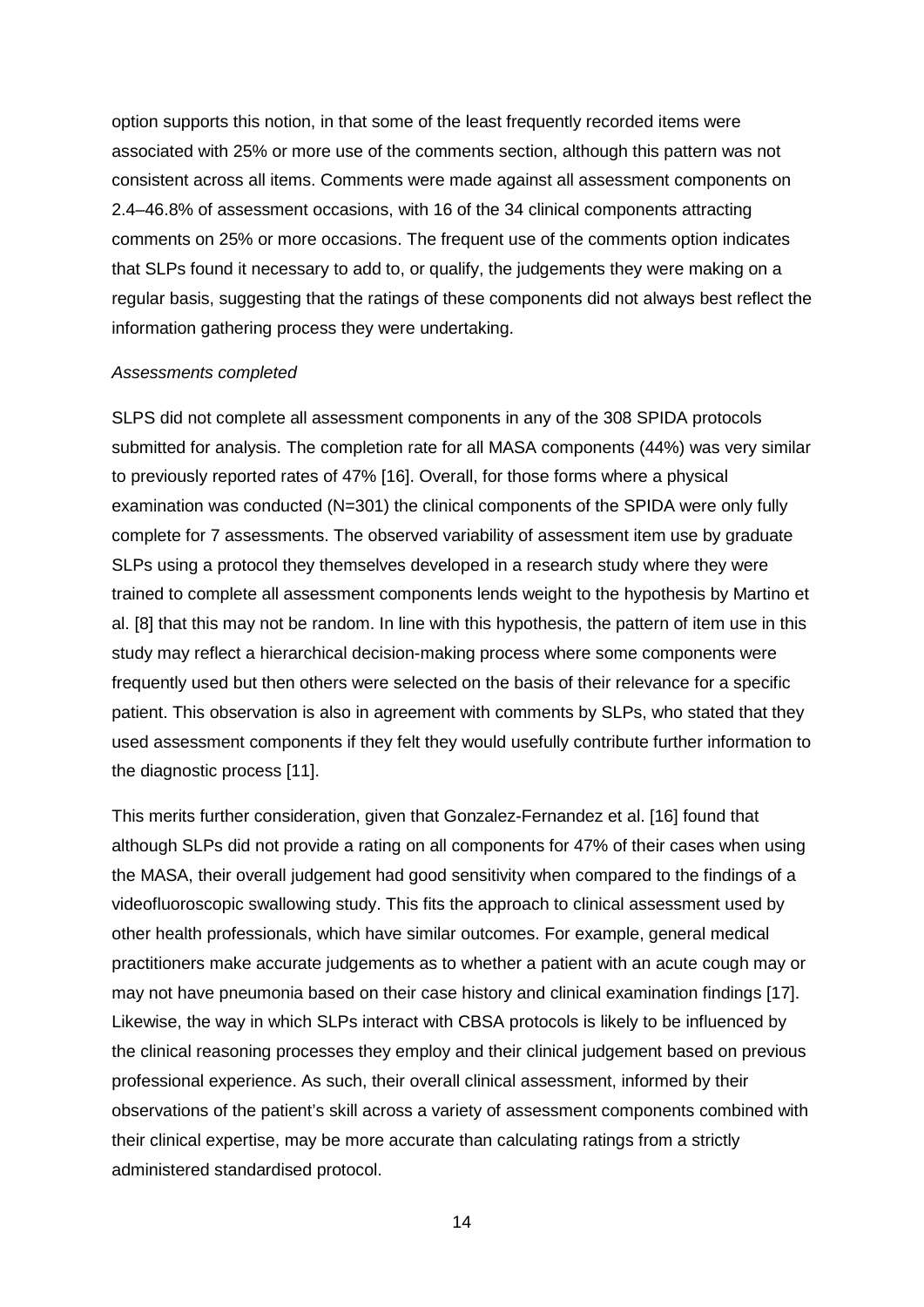option supports this notion, in that some of the least frequently recorded items were associated with 25% or more use of the comments section, although this pattern was not consistent across all items. Comments were made against all assessment components on 2.4–46.8% of assessment occasions, with 16 of the 34 clinical components attracting comments on 25% or more occasions. The frequent use of the comments option indicates that SLPs found it necessary to add to, or qualify, the judgements they were making on a regular basis, suggesting that the ratings of these components did not always best reflect the information gathering process they were undertaking.

*Assessments completed*

SLPS did not complete all assessment components in any of the 308 SPIDA protocols submitted for analysis. The completion rate for all MASA components (44%) was very similar to previously reported rates of 47% [16]. Overall, for those forms where a physical examination was conducted (N=301) the clinical components of the SPIDA were only fully complete for 7 assessments. The observed variability of assessment item use by graduate SLPs using a protocol they themselves developed in a research study where they were trained to complete all assessment components lends weight to the hypothesis by Martino et al. [8] that this may not be random. In line with this hypothesis, the pattern of item use in this study may reflect a hierarchical decision-making process where some components were frequently used but then others were selected on the basis of their relevance for a specific patient. This observation is also in agreement with comments by SLPs, who stated that they used assessment components if they felt they would usefully contribute further information to the diagnostic process [11].

This merits further consideration, given that Gonzalez-Fernandez et al. [16] found that although SLPs did not provide a rating on all components for 47% of their cases when using the MASA, their overall judgement had good sensitivity when compared to the findings of a videofluoroscopic swallowing study. This fits the approach to clinical assessment used by other health professionals, which have similar outcomes. For example, general medical practitioners make accurate judgements as to whether a patient with an acute cough may or may not have pneumonia based on their case history and clinical examination findings [17]. Likewise, the way in which SLPs interact with CBSA protocols is likely to be influenced by the clinical reasoning processes they employ and their clinical judgement based on previous professional experience. As such, their overall clinical assessment, informed by their observations of the patient's skill across a variety of assessment components combined with their clinical expertise, may be more accurate than calculating ratings from a strictly administered standardised protocol.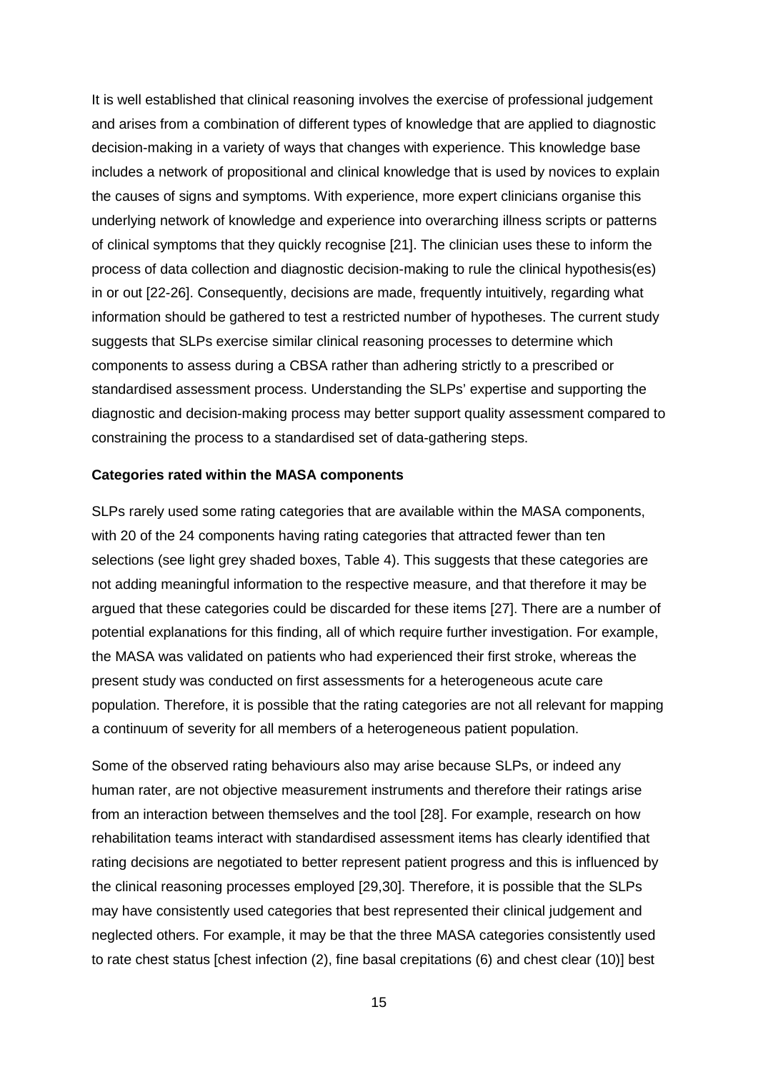It is well established that clinical reasoning involves the exercise of professional judgement and arises from a combination of different types of knowledge that are applied to diagnostic decision-making in a variety of ways that changes with experience. This knowledge base includes a network of propositional and clinical knowledge that is used by novices to explain the causes of signs and symptoms. With experience, more expert clinicians organise this underlying network of knowledge and experience into overarching illness scripts or patterns of clinical symptoms that they quickly recognise [21]. The clinician uses these to inform the process of data collection and diagnostic decision-making to rule the clinical hypothesis(es) in or out [22-26]. Consequently, decisions are made, frequently intuitively, regarding what information should be gathered to test a restricted number of hypotheses. The current study suggests that SLPs exercise similar clinical reasoning processes to determine which components to assess during a CBSA rather than adhering strictly to a prescribed or standardised assessment process. Understanding the SLPs' expertise and supporting the diagnostic and decision-making process may better support quality assessment compared to constraining the process to a standardised set of data-gathering steps.

**Categories rated within the MASA components**

SLPs rarely used some rating categories that are available within the MASA components, with 20 of the 24 components having rating categories that attracted fewer than ten selections (see light grey shaded boxes, Table 4). This suggests that these categories are not adding meaningful information to the respective measure, and that therefore it may be argued that these categories could be discarded for these items [27]. There are a number of potential explanations for this finding, all of which require further investigation. For example, the MASA was validated on patients who had experienced their first stroke, whereas the present study was conducted on first assessments for a heterogeneous acute care population. Therefore, it is possible that the rating categories are not all relevant for mapping a continuum of severity for all members of a heterogeneous patient population.

Some of the observed rating behaviours also may arise because SLPs, or indeed any human rater, are not objective measurement instruments and therefore their ratings arise from an interaction between themselves and the tool [28]. For example, research on how rehabilitation teams interact with standardised assessment items has clearly identified that rating decisions are negotiated to better represent patient progress and this is influenced by the clinical reasoning processes employed [29,30]. Therefore, it is possible that the SLPs may have consistently used categories that best represented their clinical judgement and neglected others. For example, it may be that the three MASA categories consistently used to rate chest status [chest infection (2), fine basal crepitations (6) and chest clear (10)] best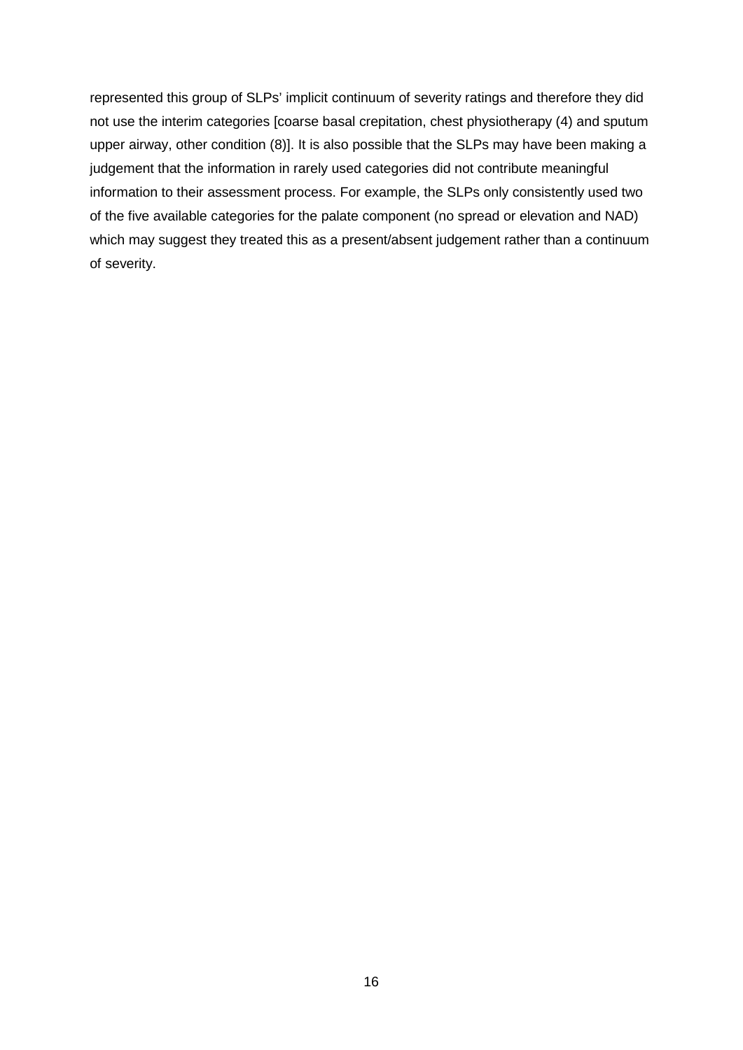represented this group of SLPs' implicit continuum of severity ratings and therefore they did not use the interim categories [coarse basal crepitation, chest physiotherapy (4) and sputum upper airway, other condition (8)]. It is also possible that the SLPs may have been making a judgement that the information in rarely used categories did not contribute meaningful information to their assessment process. For example, the SLPs only consistently used two of the five available categories for the palate component (no spread or elevation and NAD) which may suggest they treated this as a present/absent judgement rather than a continuum of severity.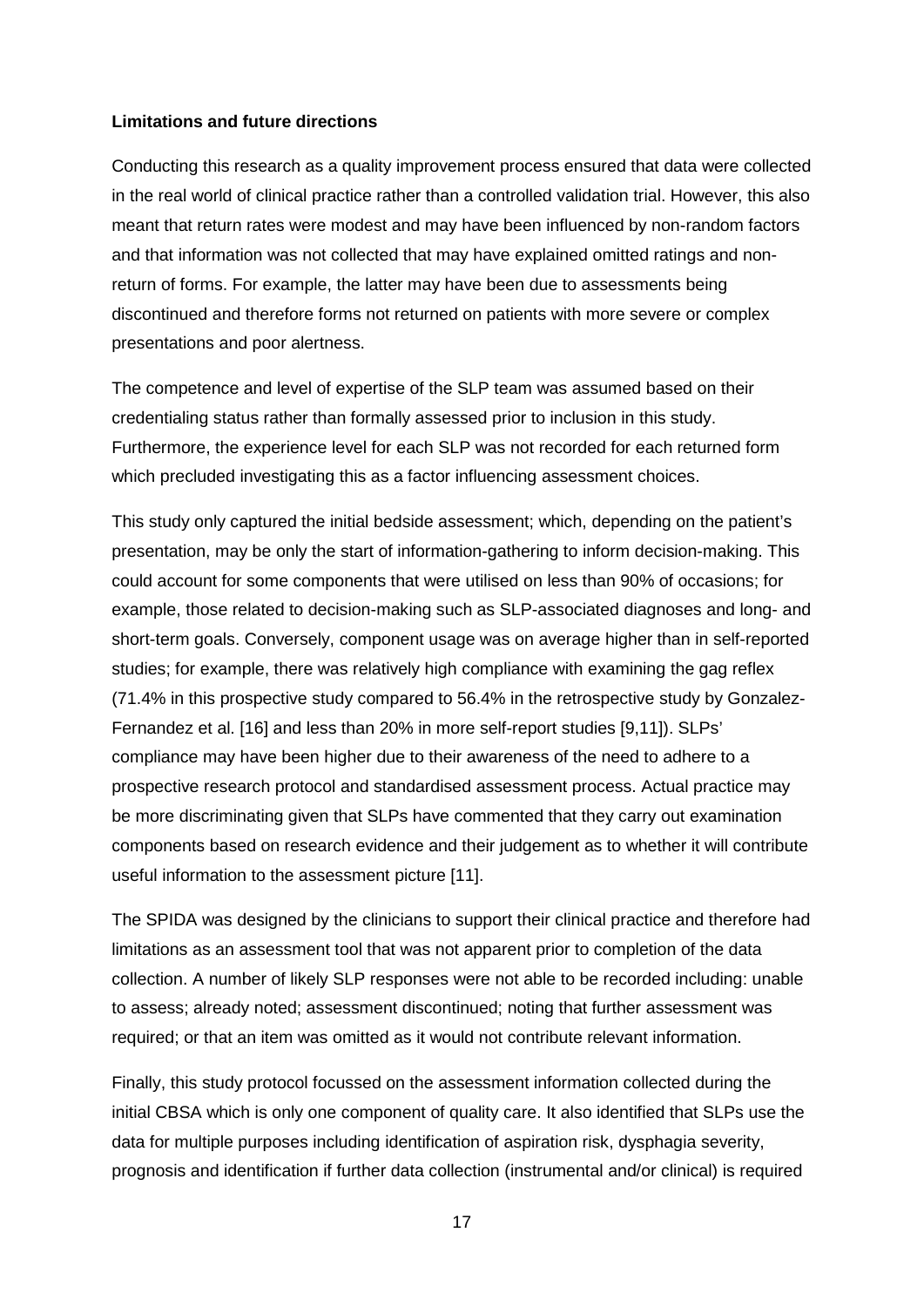**Limitations and future directions**

Conducting this research as a quality improvement process ensured that data were collected in the real world of clinical practice rather than a controlled validation trial. However, this also meant that return rates were modest and may have been influenced by non-random factors and that information was not collected that may have explained omitted ratings and non-return of forms. For example, the latter may have been due to assessments being discontinued and therefore forms not returned on patients with more severe or complex presentations and poor alertness.

The competence and level of expertise of the SLP team was assumed based on their credentialing status rather than formally assessed prior to inclusion in this study. Furthermore, the experience level for each SLP was not recorded for each returned form which precluded investigating this as a factor influencing assessment choices.

This study only captured the initial bedside assessment; which, depending on the patient's presentation, may be only the start of information-gathering to inform decision-making. This could account for some components that were utilised on less than 90% of occasions; for example, those related to decision-making such as SLP-associated diagnoses and long- and short-term goals. Conversely, component usage was on average higher than in self-reported studies; for example, there was relatively high compliance with examining the gag reflex (71.4% in this prospective study compared to 56.4% in the retrospective study by Gonzalez-Fernandez et al. [16] and less than 20% in more self-report studies [9,11]). SLPs' compliance may have been higher due to their awareness of the need to adhere to a prospective research protocol and standardised assessment process. Actual practice may be more discriminating given that SLPs have commented that they carry out examination components based on research evidence and their judgement as to whether it will contribute useful information to the assessment picture [11].

The SPIDA was designed by the clinicians to support their clinical practice and therefore had limitations as an assessment tool that was not apparent prior to completion of the data collection. A number of likely SLP responses were not able to be recorded including: unable to assess; already noted; assessment discontinued; noting that further assessment was required; or that an item was omitted as it would not contribute relevant information.

Finally, this study protocol focussed on the assessment information collected during the initial CBSA which is only one component of quality care. It also identified that SLPs use the data for multiple purposes including identification of aspiration risk, dysphagia severity, prognosis and identification if further data collection (instrumental and/or clinical) is required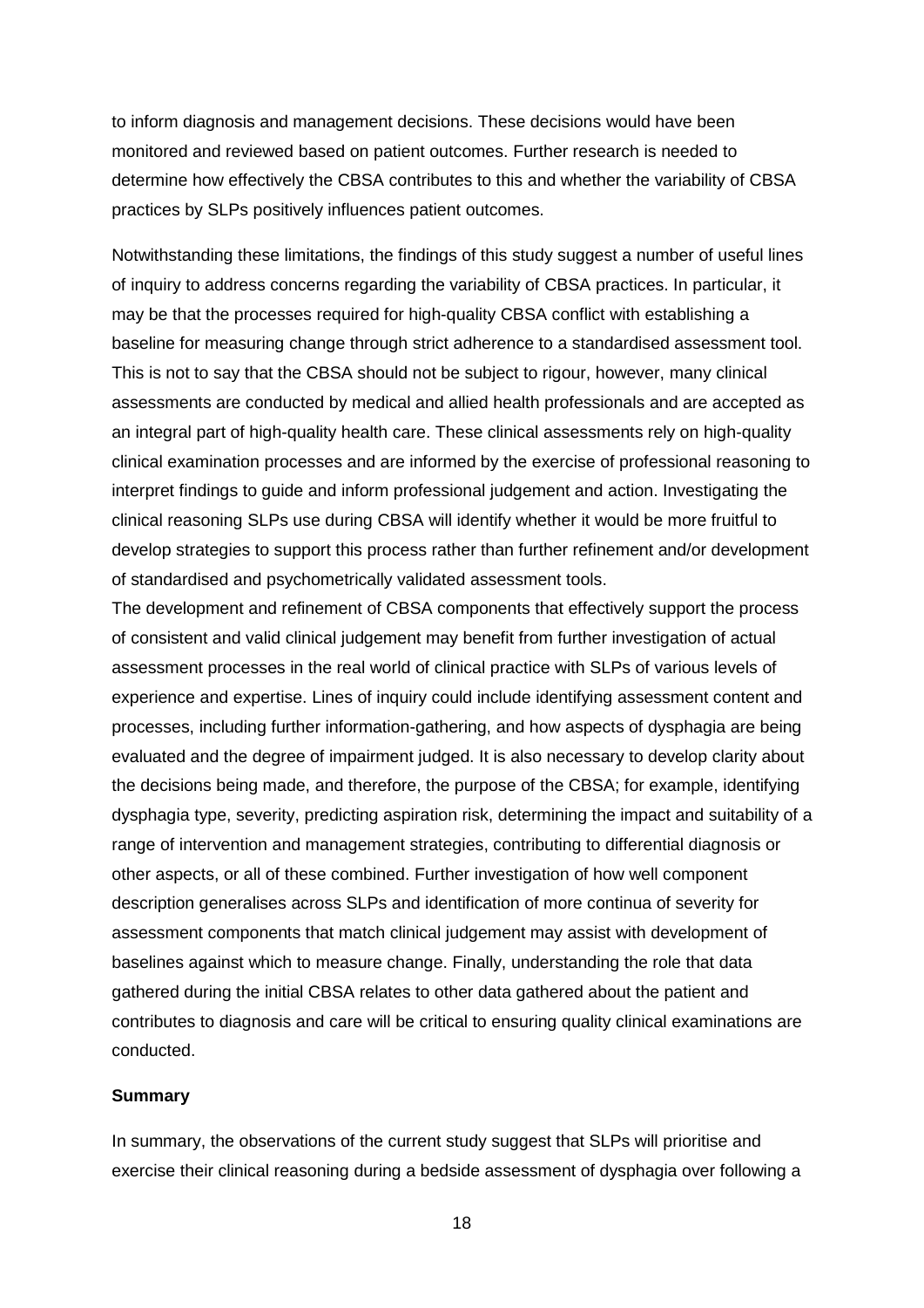to inform diagnosis and management decisions. These decisions would have been monitored and reviewed based on patient outcomes. Further research is needed to determine how effectively the CBSA contributes to this and whether the variability of CBSA practices by SLPs positively influences patient outcomes.

Notwithstanding these limitations, the findings of this study suggest a number of useful lines of inquiry to address concerns regarding the variability of CBSA practices. In particular, it may be that the processes required for high-quality CBSA conflict with establishing a baseline for measuring change through strict adherence to a standardised assessment tool. This is not to say that the CBSA should not be subject to rigour, however, many clinical assessments are conducted by medical and allied health professionals and are accepted as an integral part of high-quality health care. These clinical assessments rely on high-quality clinical examination processes and are informed by the exercise of professional reasoning to interpret findings to guide and inform professional judgement and action. Investigating the clinical reasoning SLPs use during CBSA will identify whether it would be more fruitful to develop strategies to support this process rather than further refinement and/or development of standardised and psychometrically validated assessment tools.

The development and refinement of CBSA components that effectively support the process of consistent and valid clinical judgement may benefit from further investigation of actual assessment processes in the real world of clinical practice with SLPs of various levels of experience and expertise. Lines of inquiry could include identifying assessment content and processes, including further information-gathering, and how aspects of dysphagia are being evaluated and the degree of impairment judged. It is also necessary to develop clarity about the decisions being made, and therefore, the purpose of the CBSA; for example, identifying dysphagia type, severity, predicting aspiration risk, determining the impact and suitability of a range of intervention and management strategies, contributing to differential diagnosis or other aspects, or all of these combined. Further investigation of how well component description generalises across SLPs and identification of more continua of severity for assessment components that match clinical judgement may assist with development of baselines against which to measure change. Finally, understanding the role that data gathered during the initial CBSA relates to other data gathered about the patient and contributes to diagnosis and care will be critical to ensuring quality clinical examinations are conducted.

**Summary**

In summary, the observations of the current study suggest that SLPs will prioritise and exercise their clinical reasoning during a bedside assessment of dysphagia over following a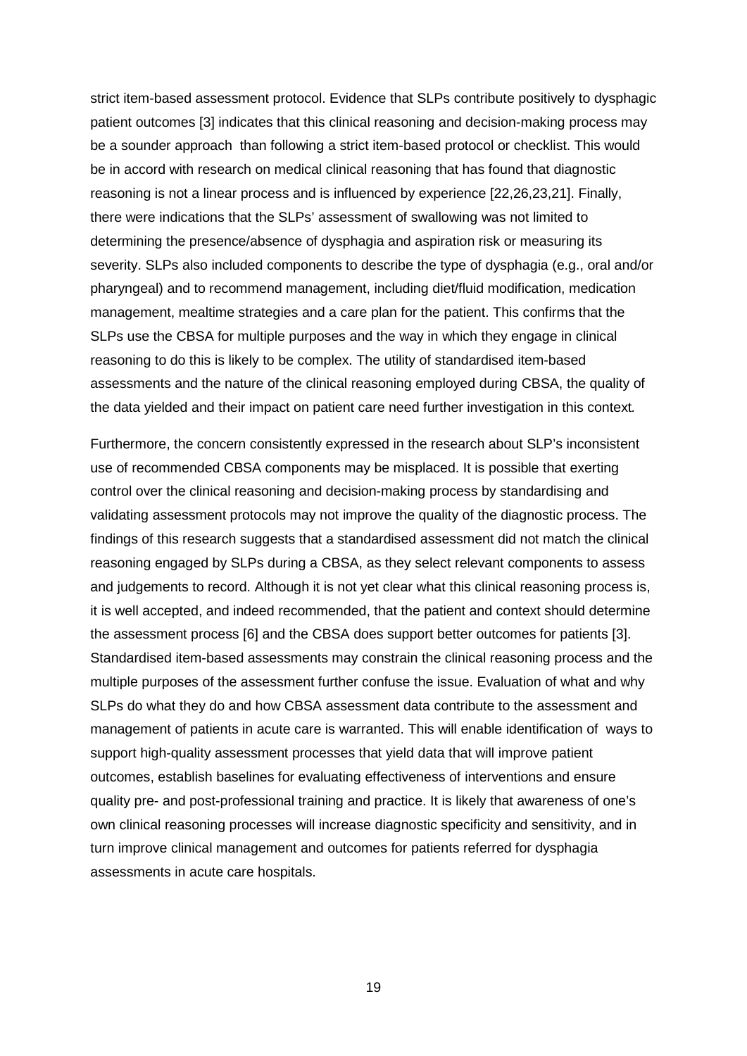strict item-based assessment protocol. Evidence that SLPs contribute positively to dysphagic patient outcomes [3] indicates that this clinical reasoning and decision-making process may be a sounder approach than following a strict item-based protocol or checklist. This would be in accord with research on medical clinical reasoning that has found that diagnostic reasoning is not a linear process and is influenced by experience [22,26,23,21]. Finally, there were indications that the SLPs' assessment of swallowing was not limited to determining the presence/absence of dysphagia and aspiration risk or measuring its severity. SLPs also included components to describe the type of dysphagia (e.g., oral and/or pharyngeal) and to recommend management, including diet/fluid modification, medication management, mealtime strategies and a care plan for the patient. This confirms that the SLPs use the CBSA for multiple purposes and the way in which they engage in clinical reasoning to do this is likely to be complex. The utility of standardised item-based assessments and the nature of the clinical reasoning employed during CBSA, the quality of the data yielded and their impact on patient care need further investigation in this context.

Furthermore, the concern consistently expressed in the research about SLP's inconsistent use of recommended CBSA components may be misplaced. It is possible that exerting control over the clinical reasoning and decision-making process by standardising and validating assessment protocols may not improve the quality of the diagnostic process. The findings of this research suggests that a standardised assessment did not match the clinical reasoning engaged by SLPs during a CBSA, as they select relevant components to assess and judgements to record. Although it is not yet clear what this clinical reasoning process is, it is well accepted, and indeed recommended, that the patient and context should determine the assessment process [6] and the CBSA does support better outcomes for patients [3]. Standardised item-based assessments may constrain the clinical reasoning process and the multiple purposes of the assessment further confuse the issue. Evaluation of what and why SLPs do what they do and how CBSA assessment data contribute to the assessment and management of patients in acute care is warranted. This will enable identification of ways to support high-quality assessment processes that yield data that will improve patient outcomes, establish baselines for evaluating effectiveness of interventions and ensure quality pre- and post-professional training and practice. It is likely that awareness of one's own clinical reasoning processes will increase diagnostic specificity and sensitivity, and in turn improve clinical management and outcomes for patients referred for dysphagia assessments in acute care hospitals.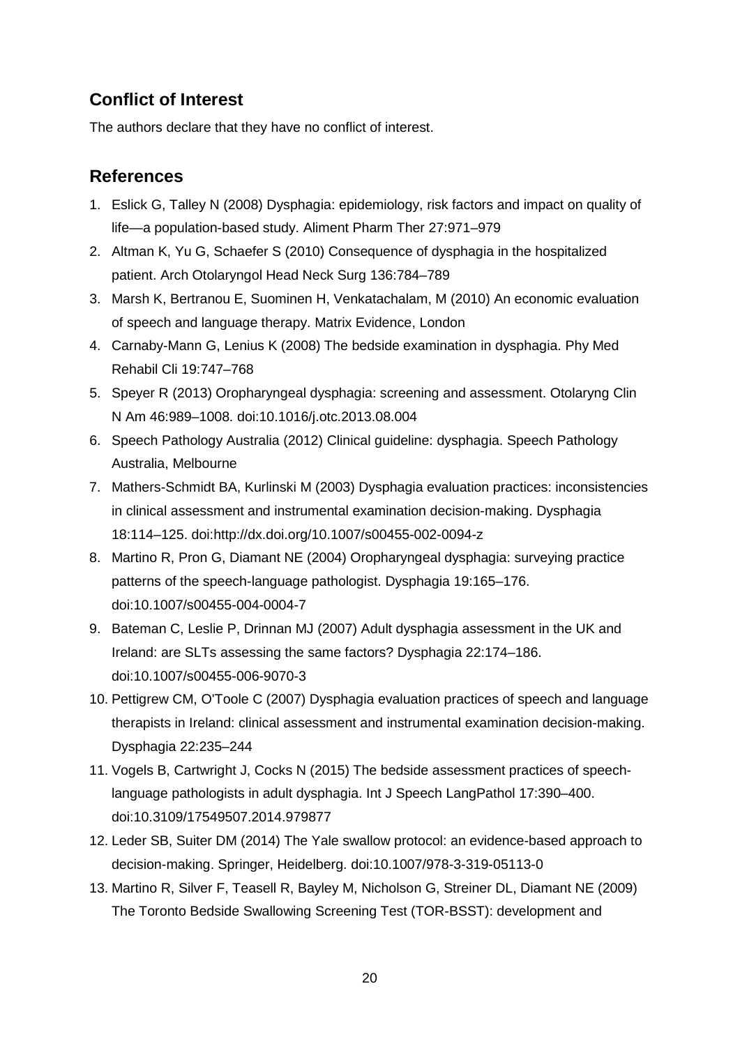## Conflict of Interest

The authors declare that they have no conflict of interest.

## References

1. Eslick G, Talley N (2008) Dysphagia: epidemiology, risk factors and impact on quality of life—a population-based study. Aliment Pharm Ther 27:971–979
2. Altman K, Yu G, Schaefer S (2010) Consequence of dysphagia in the hospitalized patient. Arch Otolaryngol Head Neck Surg 136:784–789
3. Marsh K, Bertranou E, Suominen H, Venkatachalam, M (2010) An economic evaluation of speech and language therapy. Matrix Evidence, London
4. Carnaby-Mann G, Lenius K (2008) The bedside examination in dysphagia. Phy Med Rehabil Cli 19:747–768
5. Speyer R (2013) Oropharyngeal dysphagia: screening and assessment. Otolaryng Clin N Am 46:989–1008. doi:10.1016/j.otc.2013.08.004
6. Speech Pathology Australia (2012) Clinical guideline: dysphagia. Speech Pathology Australia, Melbourne
7. Mathers-Schmidt BA, Kurlinski M (2003) Dysphagia evaluation practices: inconsistencies in clinical assessment and instrumental examination decision-making. Dysphagia 18:114–125. doi:http://dx.doi.org/10.1007/s00455-002-0094-z
8. Martino R, Pron G, Diamant NE (2004) Oropharyngeal dysphagia: surveying practice patterns of the speech-language pathologist. Dysphagia 19:165–176. doi:10.1007/s00455-004-0004-7
9. Bateman C, Leslie P, Drinnan MJ (2007) Adult dysphagia assessment in the UK and Ireland: are SLTs assessing the same factors? Dysphagia 22:174–186. doi:10.1007/s00455-006-9070-3
10. Pettigrew CM, O'Toole C (2007) Dysphagia evaluation practices of speech and language therapists in Ireland: clinical assessment and instrumental examination decision-making. Dysphagia 22:235–244
11. Vogels B, Cartwright J, Cocks N (2015) The bedside assessment practices of speech-language pathologists in adult dysphagia. Int J Speech LangPathol 17:390–400. doi:10.3109/17549507.2014.979877
12. Leder SB, Suiter DM (2014) The Yale swallow protocol: an evidence-based approach to decision-making. Springer, Heidelberg. doi:10.1007/978-3-319-05113-0
13. Martino R, Silver F, Teasell R, Bayley M, Nicholson G, Streiner DL, Diamant NE (2009) The Toronto Bedside Swallowing Screening Test (TOR-BSST): development and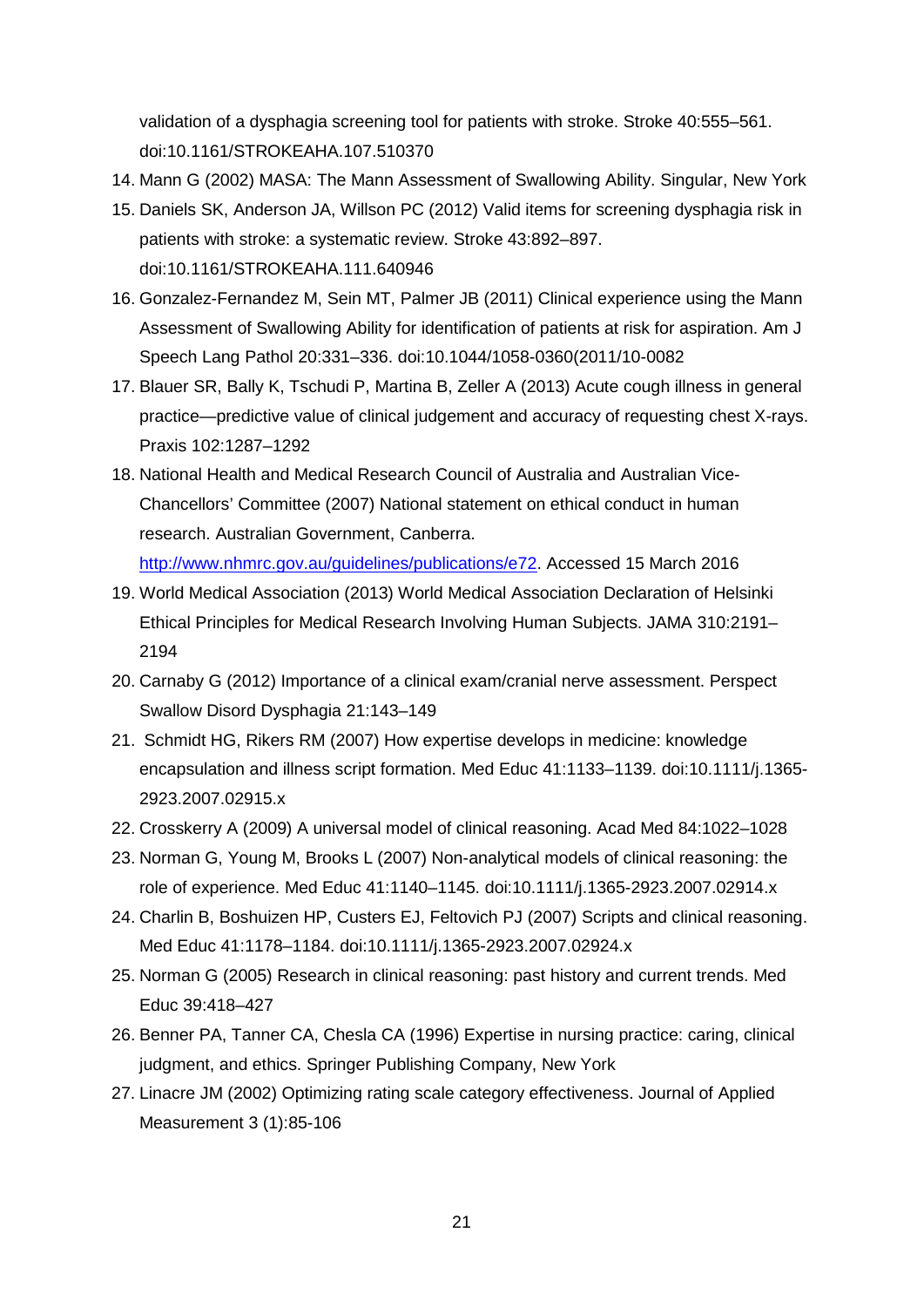validation of a dysphagia screening tool for patients with stroke. Stroke 40:555–561. doi:10.1161/STROKEAHA.107.510370

14. Mann G (2002) MASA: The Mann Assessment of Swallowing Ability. Singular, New York
15. Daniels SK, Anderson JA, Willson PC (2012) Valid items for screening dysphagia risk in patients with stroke: a systematic review. Stroke 43:892–897. doi:10.1161/STROKEAHA.111.640946
16. Gonzalez-Fernandez M, Sein MT, Palmer JB (2011) Clinical experience using the Mann Assessment of Swallowing Ability for identification of patients at risk for aspiration. Am J Speech Lang Pathol 20:331–336. doi:10.1044/1058-0360(2011/10-0082
17. Blauer SR, Bally K, Tschudi P, Martina B, Zeller A (2013) Acute cough illness in general practice—predictive value of clinical judgement and accuracy of requesting chest X-rays. Praxis 102:1287–1292
18. National Health and Medical Research Council of Australia and Australian Vice-Chancellors' Committee (2007) National statement on ethical conduct in human research. Australian Government, Canberra. [http://www.nhmrc.gov.au/guidelines/publications/e72](http://www.nhmrc.gov.au/guidelines/publications/e72). Accessed 15 March 2016
19. World Medical Association (2013) World Medical Association Declaration of Helsinki Ethical Principles for Medical Research Involving Human Subjects. JAMA 310:2191–2194
20. Carnaby G (2012) Importance of a clinical exam/cranial nerve assessment. Perspect Swallow Disord Dysphagia 21:143–149
21. Schmidt HG, Rikers RM (2007) How expertise develops in medicine: knowledge encapsulation and illness script formation. Med Educ 41:1133–1139. doi:10.1111/j.1365-2923.2007.02915.x
22. Crosskerry A (2009) A universal model of clinical reasoning. Acad Med 84:1022–1028
23. Norman G, Young M, Brooks L (2007) Non-analytical models of clinical reasoning: the role of experience. Med Educ 41:1140–1145. doi:10.1111/j.1365-2923.2007.02914.x
24. Charlin B, Boshuizen HP, Custers EJ, Feltovich PJ (2007) Scripts and clinical reasoning. Med Educ 41:1178–1184. doi:10.1111/j.1365-2923.2007.02924.x
25. Norman G (2005) Research in clinical reasoning: past history and current trends. Med Educ 39:418–427
26. Benner PA, Tanner CA, Chesla CA (1996) Expertise in nursing practice: caring, clinical judgment, and ethics. Springer Publishing Company, New York
27. Linacre JM (2002) Optimizing rating scale category effectiveness. Journal of Applied Measurement 3 (1):85-106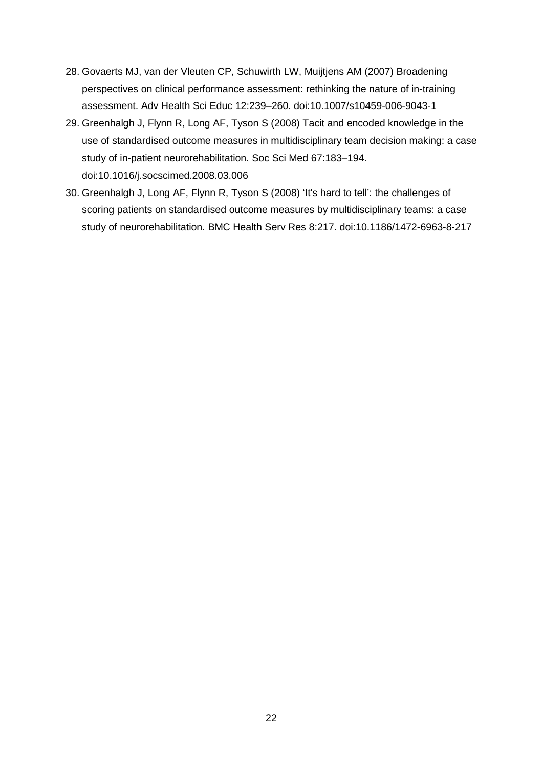28. Govaerts MJ, van der Vleuten CP, Schuwirth LW, Muijtjens AM (2007) Broadening perspectives on clinical performance assessment: rethinking the nature of in-training assessment. Adv Health Sci Educ 12:239–260. doi:10.1007/s10459-006-9043-1
29. Greenhalgh J, Flynn R, Long AF, Tyson S (2008) Tacit and encoded knowledge in the use of standardised outcome measures in multidisciplinary team decision making: a case study of in-patient neurorehabilitation. Soc Sci Med 67:183–194. doi:10.1016/j.socscimed.2008.03.006
30. Greenhalgh J, Long AF, Flynn R, Tyson S (2008) 'It's hard to tell': the challenges of scoring patients on standardised outcome measures by multidisciplinary teams: a case study of neurorehabilitation. BMC Health Serv Res 8:217. doi:10.1186/1472-6963-8-217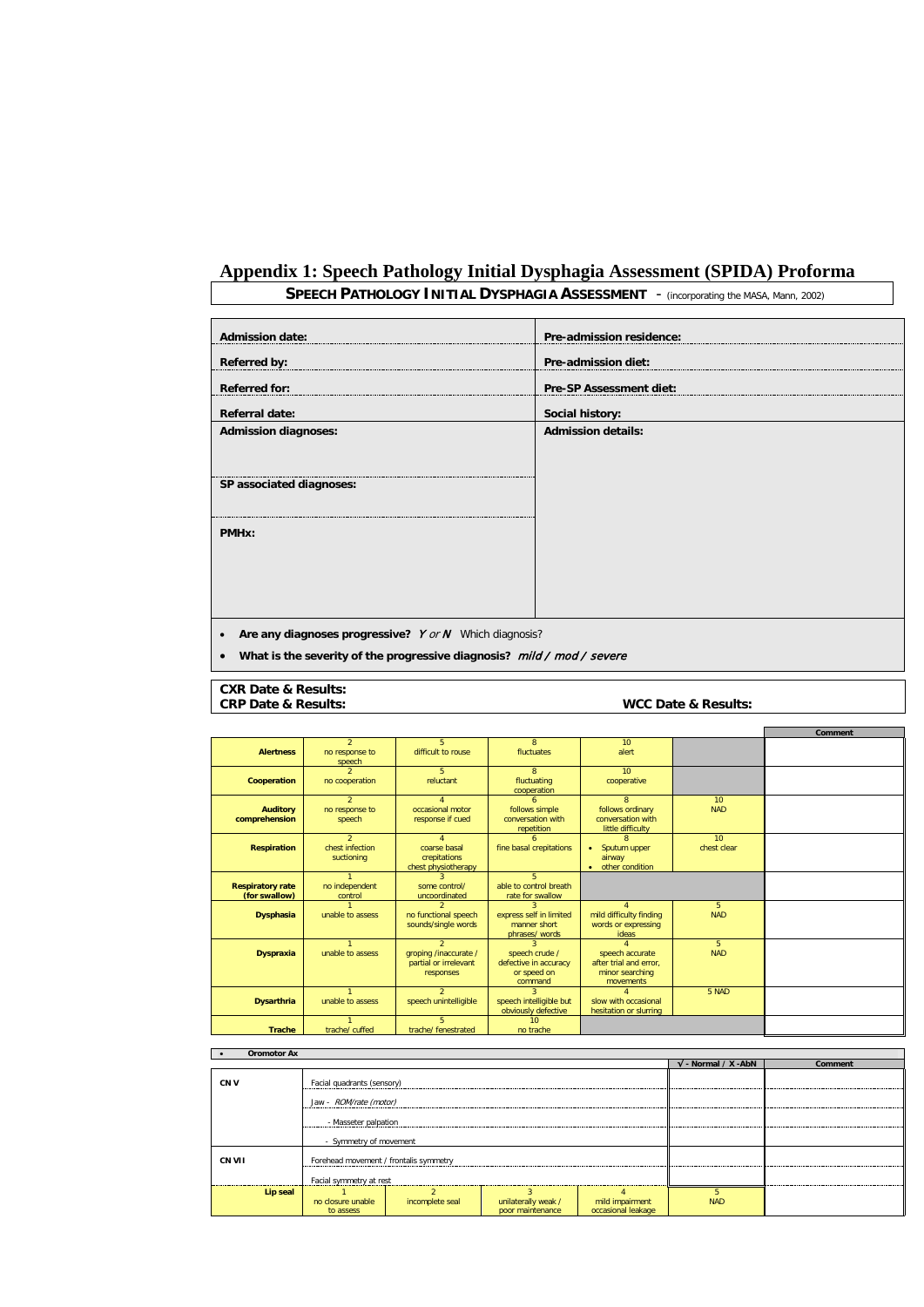# Appendix 1: Speech Pathology Initial Dysphagia Assessment (SPIDA) Proforma

**SPEECH PATHOLOGY INITIAL DYSPHAGIA ASSESSMENT** - (incorporating the MASA, Mann, 2002)

| | |
|---|---|
| **Admission date:** | **Pre-admission residence:** |
| **Referred by:** | **Pre-admission diet:** |
| **Referred for:** | **Pre-SP Assessment diet:** |
| **Referral date:** | **Social history:** |
| **Admission diagnoses:** | **Admission details:** |
| **SP associated diagnoses:** | |
| **PMHx:** | |

- **Are any diagnoses progressive?** *Y or N* Which diagnosis?
- **What is the severity of the progressive diagnosis?** *mild / mod / severe*

**CXR Date & Results:**
**CRP Date & Results:** **WCC Date & Results:**

| | | | | | | Comment |
|---|---|---|---|---|---|---|
| **Alertness** | 2 no response to speech | 5 difficult to rouse | 8 fluctuates | 10 alert | | |
| **Cooperation** | 2 no cooperation | 5 reluctant | 8 fluctuating cooperation | 10 cooperative | | |
| **Auditory comprehension** | 2 no response to speech | 4 occasional motor response if cued | 6 follows simple conversation with repetition | 8 follows ordinary conversation with little difficulty | 10 NAD | |
| **Respiration** | 2 chest infection suctioning | 4 coarse basal crepitations chest physiotherapy | 6 fine basal crepitations | 8 • Sputum upper airway • other condition | 10 chest clear | |
| **Respiratory rate (for swallow)** | 1 no independent control | 3 some control/ uncoordinated | 5 able to control breath rate for swallow | | | |
| **Dysphasia** | 1 unable to assess | 2 no functional speech sounds/single words | 3 express self in limited manner short phrases/ words | 4 mild difficulty finding words or expressing ideas | 5 NAD | |
| **Dyspraxia** | 1 unable to assess | 2 groping /inaccurate / partial or irrelevant responses | 3 speech crude / defective in accuracy or speed on command | 4 speech accurate after trial and error, minor searching movements | 5 NAD | |
| **Dysarthria** | 1 unable to assess | 2 speech unintelligible | 3 speech intelligible but obviously defective | 4 slow with occasional hesitation or slurring | 5 NAD | |
| **Trache** | 1 trache/ cuffed | 5 trache/ fenestrated | 10 no trache | | | |

- **Oromotor Ax**

| | | | | | √ - Normal / X -AbN | Comment |
|---|---|---|---|---|---|---|
| **CN V** | Facial quadrants (sensory) | | | | | |
| | Jaw - *ROM/rate (motor)* | | | | | |
| | - Masseter palpation | | | | | |
| | - Symmetry of movement | | | | | |
| **CN VII** | Forehead movement / frontalis symmetry | | | | | |
| | Facial symmetry at rest | | | | | |
| **Lip seal** | 1 no closure unable to assess | 2 incomplete seal | 3 unilaterally weak / poor maintenance | 4 mild impairment occasional leakage | 5 NAD | |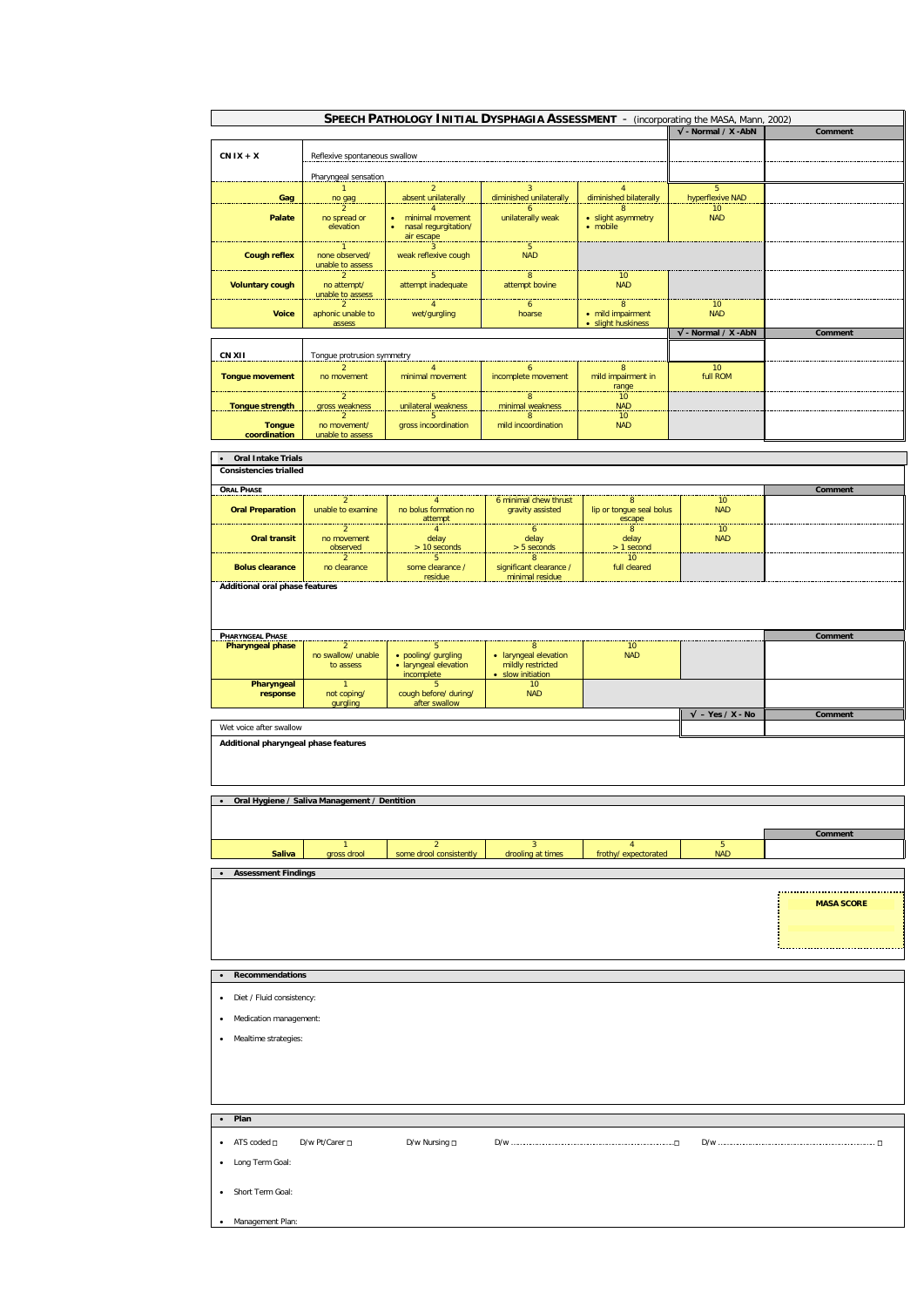# SPEECH PATHOLOGY INITIAL DYSPHAGIA ASSESSMENT - (incorporating the MASA, Mann, 2002)

| | | | | | | √ - Normal / X -AbN | Comment |
|---|---|---|---|---|---|---|---|
| **CN IX + X** | Reflexive spontaneous swallow | | | | | | |
| | Pharyngeal sensation | | | | | | |
| **Gag** | 1<br>no gag | 2<br>absent unilaterally | 3<br>diminished unilaterally | 4<br>diminished bilaterally | 5<br>hyperflexive NAD | | |
| **Palate** | 2<br>no spread or elevation | 4<br>• minimal movement<br>• nasal regurgitation/ air escape | 6<br>unilaterally weak | 8<br>• slight asymmetry<br>• mobile | 10<br>NAD | | |
| **Cough reflex** | 1<br>none observed/ unable to assess | 3<br>weak reflexive cough | 5<br>NAD | | | | |
| **Voluntary cough** | 2<br>no attempt/ unable to assess | 5<br>attempt inadequate | 8<br>attempt bovine | 10<br>NAD | | | |
| **Voice** | 2<br>aphonic unable to assess | 4<br>wet/gurgling | 6<br>hoarse | 8<br>• mild impairment<br>• slight huskiness | 10<br>NAD | | |

| | | | | | | √ - Normal / X -AbN | Comment |
|---|---|---|---|---|---|---|---|
| **CN XII** | Tongue protrusion symmetry | | | | | | |
| **Tongue movement** | 2<br>no movement | 4<br>minimal movement | 6<br>incomplete movement | 8<br>mild impairment in range | 10<br>full ROM | | |
| **Tongue strength** | 2<br>gross weakness | 5<br>unilateral weakness | 8<br>minimal weakness | 10<br>NAD | | | |
| **Tongue coordination** | 2<br>no movement/ unable to assess | 5<br>gross incoordination | 8<br>mild incoordination | 10<br>NAD | | | |

- **Oral Intake Trials**

**Consistencies trialled**

| ORAL PHASE | | | | | | Comment |
|---|---|---|---|---|---|---|
| **Oral Preparation** | 2<br>unable to examine | 4<br>no bolus formation no attempt | 6 minimal chew thrust gravity assisted | 8<br>lip or tongue seal bolus escape | 10<br>NAD | |
| **Oral transit** | 2<br>no movement observed | 4<br>delay<br>> 10 seconds | 6<br>delay<br>> 5 seconds | 8<br>delay<br>> 1 second | 10<br>NAD | |
| **Bolus clearance** | 2<br>no clearance | 5<br>some clearance / residue | 8<br>significant clearance / minimal residue | 10<br>full cleared | | |

**Additional oral phase features**

| PHARYNGEAL PHASE | | | | | | Comment |
|---|---|---|---|---|---|---|
| **Pharyngeal phase** | 2<br>no swallow/ unable to assess | 5<br>• pooling/ gurgling<br>• laryngeal elevation incomplete | 8<br>• laryngeal elevation mildly restricted<br>• slow initiation | 10<br>NAD | | |
| **Pharyngeal response** | 1<br>not coping/ gurgling | 5<br>cough before/ during/ after swallow | 10<br>NAD | | | |

| | √ - Yes / X - No | Comment |
|---|---|---|
| Wet voice after swallow | | |

**Additional pharyngeal phase features**

- **Oral Hygiene / Saliva Management / Dentition**

| | | | | | | Comment |
|---|---|---|---|---|---|---|
| **Saliva** | 1<br>gross drool | 2<br>some drool consistently | 3<br>drooling at times | 4<br>frothy/ expectorated | 5<br>NAD | |

- **Assessment Findings**

**MASA SCORE**

- **Recommendations**

- Diet / Fluid consistency:
- Medication management:
- Mealtime strategies:

- **Plan**

- ATS coded ☐ D/w Pt/Carer ☐ D/w Nursing ☐ D/w ……………………………………………………☐ D/w ……………………………………………………☐
- Long Term Goal:
- Short Term Goal:
- Management Plan: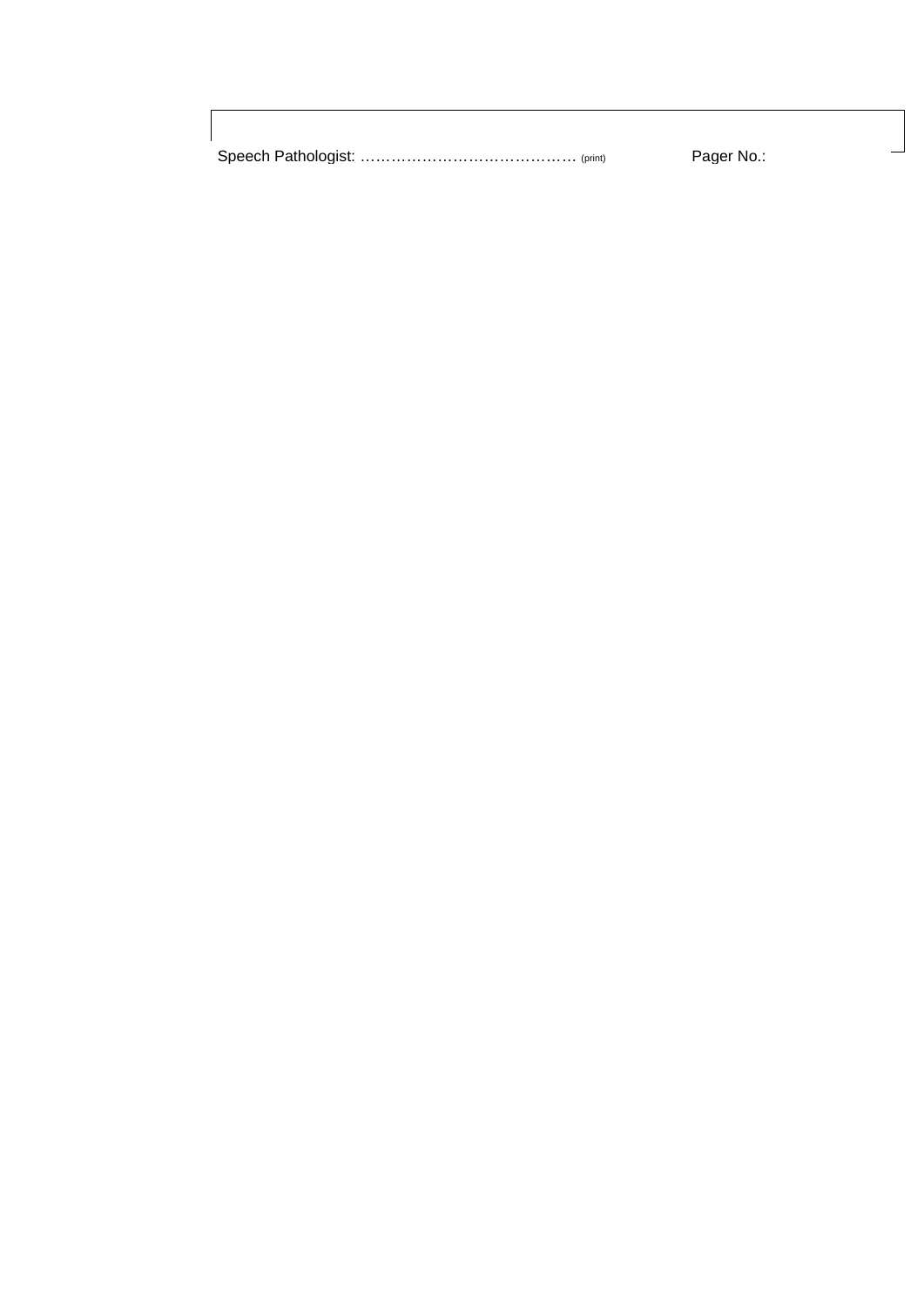Speech Pathologist: …………………………………… (print) Pager No.: